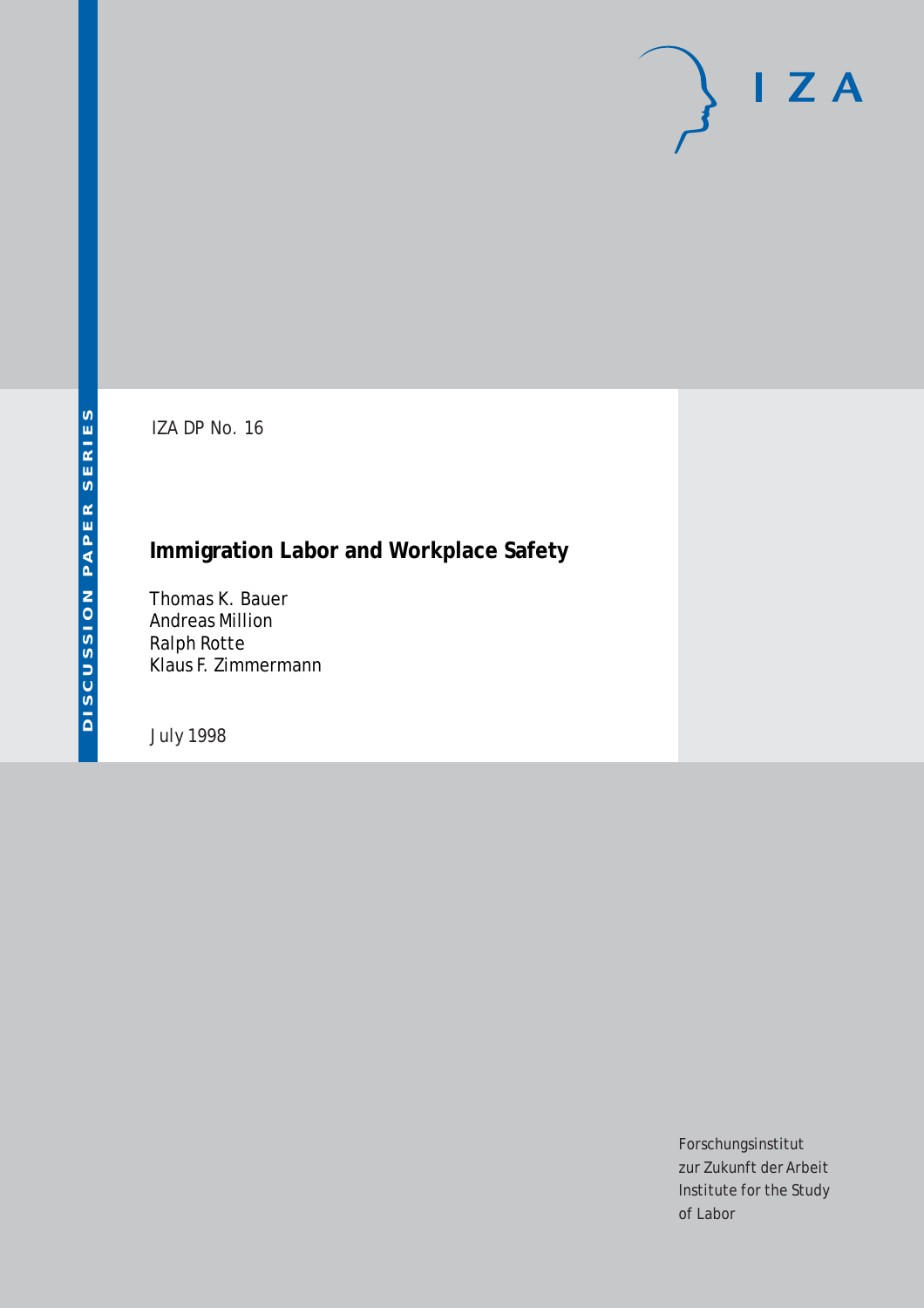DISCUSSION PAPER SERIES

IZA DP No. 16

# Immigration Labor and Workplace Safety

Thomas K. Bauer
Andreas Million
Ralph Rotte
Klaus F. Zimmermann

July 1998

Forschungsinstitut
zur Zukunft der Arbeit
Institute for the Study
of Labor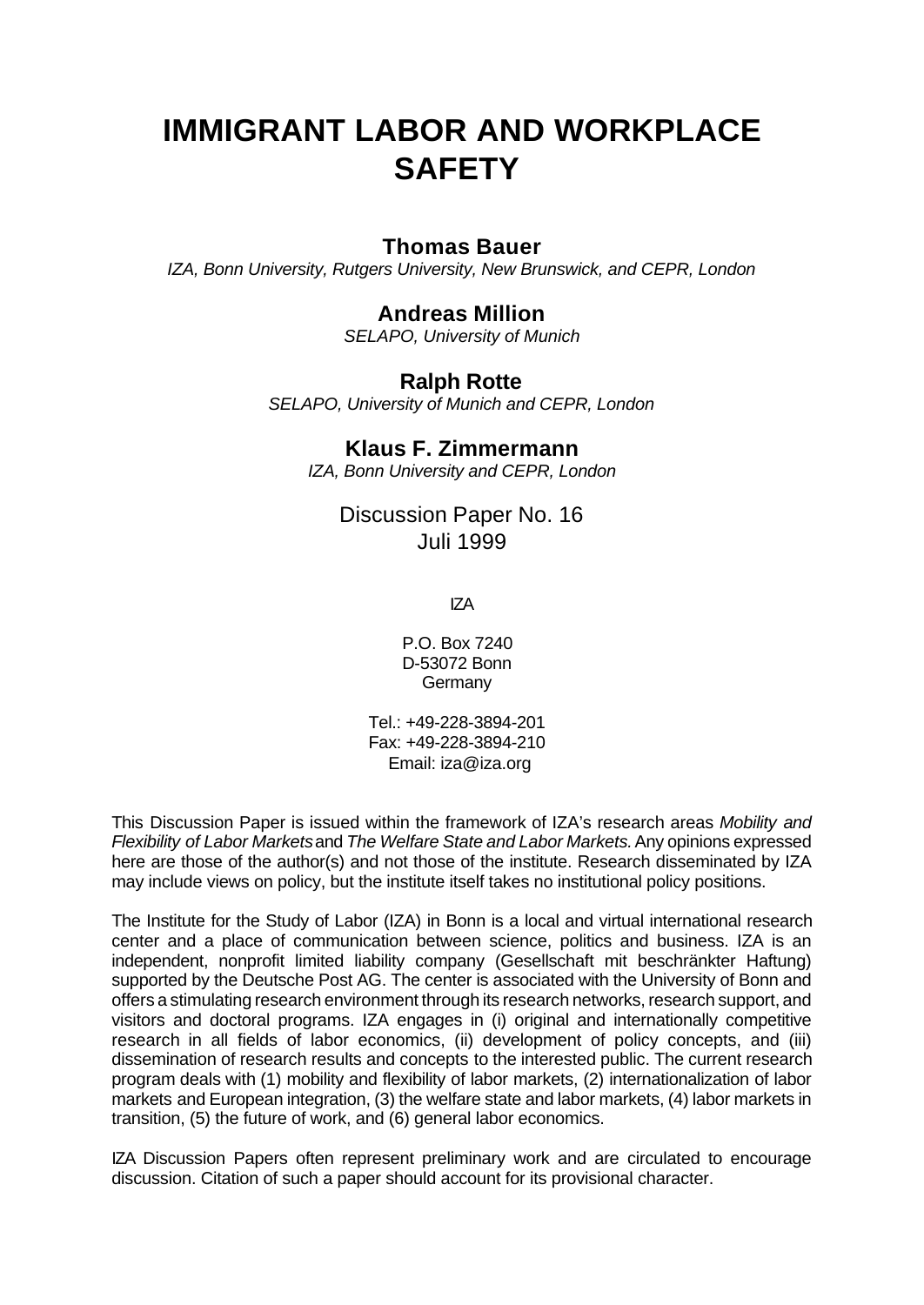# IMMIGRANT LABOR AND WORKPLACE SAFETY

**Thomas Bauer**

*IZA, Bonn University, Rutgers University, New Brunswick, and CEPR, London*

**Andreas Million**

*SELAPO, University of Munich*

**Ralph Rotte**

*SELAPO, University of Munich and CEPR, London*

**Klaus F. Zimmermann**

*IZA, Bonn University and CEPR, London*

Discussion Paper No. 16
Juli 1999

IZA

P.O. Box 7240
D-53072 Bonn
Germany

Tel.: +49-228-3894-201
Fax: +49-228-3894-210
Email: iza@iza.org

This Discussion Paper is issued within the framework of IZA's research areas *Mobility and Flexibility of Labor Markets* and *The Welfare State and Labor Markets.* Any opinions expressed here are those of the author(s) and not those of the institute. Research disseminated by IZA may include views on policy, but the institute itself takes no institutional policy positions.

The Institute for the Study of Labor (IZA) in Bonn is a local and virtual international research center and a place of communication between science, politics and business. IZA is an independent, nonprofit limited liability company (Gesellschaft mit beschränkter Haftung) supported by the Deutsche Post AG. The center is associated with the University of Bonn and offers a stimulating research environment through its research networks, research support, and visitors and doctoral programs. IZA engages in (i) original and internationally competitive research in all fields of labor economics, (ii) development of policy concepts, and (iii) dissemination of research results and concepts to the interested public. The current research program deals with (1) mobility and flexibility of labor markets, (2) internationalization of labor markets and European integration, (3) the welfare state and labor markets, (4) labor markets in transition, (5) the future of work, and (6) general labor economics.

IZA Discussion Papers often represent preliminary work and are circulated to encourage discussion. Citation of such a paper should account for its provisional character.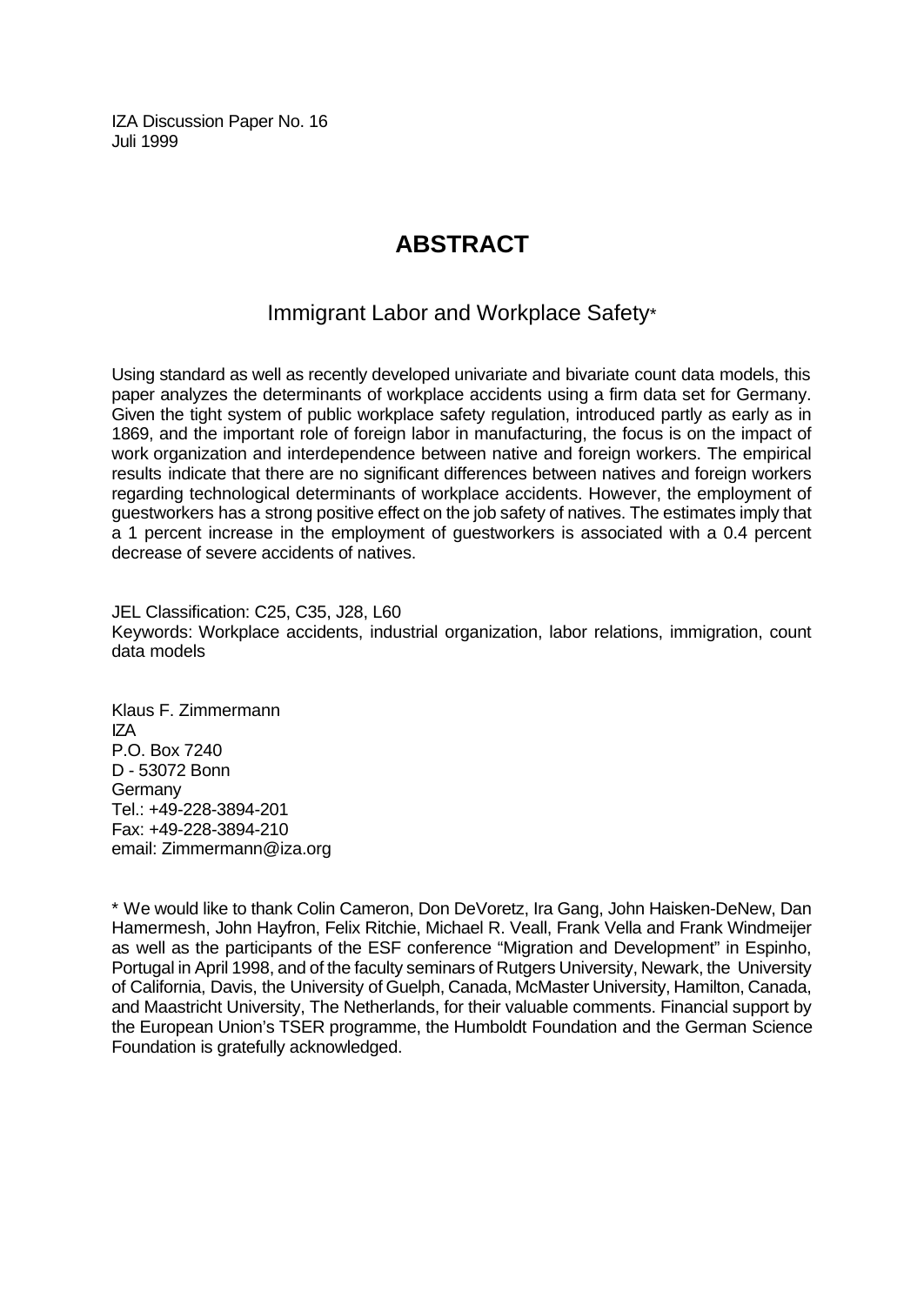IZA Discussion Paper No. 16
Juli 1999

# ABSTRACT

## Immigrant Labor and Workplace Safety*

Using standard as well as recently developed univariate and bivariate count data models, this paper analyzes the determinants of workplace accidents using a firm data set for Germany. Given the tight system of public workplace safety regulation, introduced partly as early as in 1869, and the important role of foreign labor in manufacturing, the focus is on the impact of work organization and interdependence between native and foreign workers. The empirical results indicate that there are no significant differences between natives and foreign workers regarding technological determinants of workplace accidents. However, the employment of guestworkers has a strong positive effect on the job safety of natives. The estimates imply that a 1 percent increase in the employment of guestworkers is associated with a 0.4 percent decrease of severe accidents of natives.

JEL Classification: C25, C35, J28, L60
Keywords: Workplace accidents, industrial organization, labor relations, immigration, count data models

Klaus F. Zimmermann
IZA
P.O. Box 7240
D - 53072 Bonn
Germany
Tel.: +49-228-3894-201
Fax: +49-228-3894-210
email: Zimmermann@iza.org

* We would like to thank Colin Cameron, Don DeVoretz, Ira Gang, John Haisken-DeNew, Dan Hamermesh, John Hayfron, Felix Ritchie, Michael R. Veall, Frank Vella and Frank Windmeijer as well as the participants of the ESF conference "Migration and Development" in Espinho, Portugal in April 1998, and of the faculty seminars of Rutgers University, Newark, the University of California, Davis, the University of Guelph, Canada, McMaster University, Hamilton, Canada, and Maastricht University, The Netherlands, for their valuable comments. Financial support by the European Union's TSER programme, the Humboldt Foundation and the German Science Foundation is gratefully acknowledged.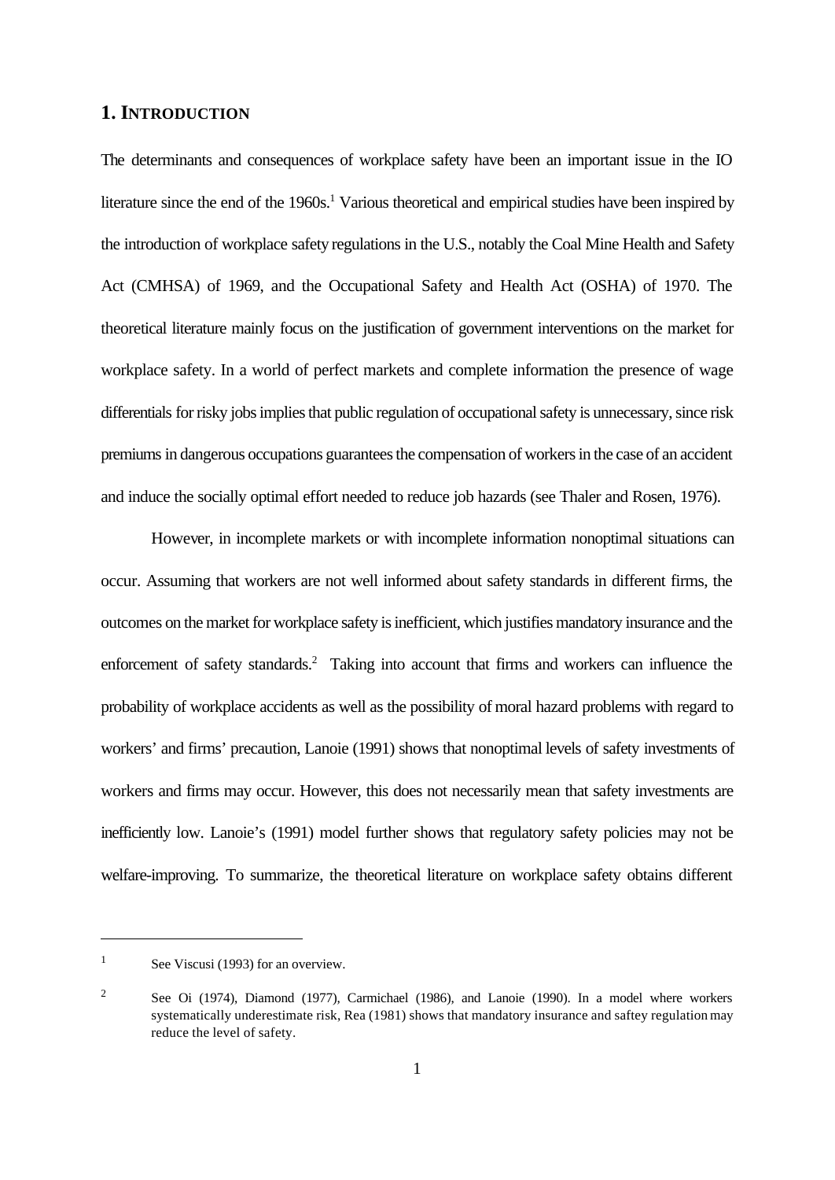## 1. INTRODUCTION

The determinants and consequences of workplace safety have been an important issue in the IO literature since the end of the 1960s.[1] Various theoretical and empirical studies have been inspired by the introduction of workplace safety regulations in the U.S., notably the Coal Mine Health and Safety Act (CMHSA) of 1969, and the Occupational Safety and Health Act (OSHA) of 1970. The theoretical literature mainly focus on the justification of government interventions on the market for workplace safety. In a world of perfect markets and complete information the presence of wage differentials for risky jobs implies that public regulation of occupational safety is unnecessary, since risk premiums in dangerous occupations guarantees the compensation of workers in the case of an accident and induce the socially optimal effort needed to reduce job hazards (see Thaler and Rosen, 1976).

However, in incomplete markets or with incomplete information nonoptimal situations can occur. Assuming that workers are not well informed about safety standards in different firms, the outcomes on the market for workplace safety is inefficient, which justifies mandatory insurance and the enforcement of safety standards.[2] Taking into account that firms and workers can influence the probability of workplace accidents as well as the possibility of moral hazard problems with regard to workers' and firms' precaution, Lanoie (1991) shows that nonoptimal levels of safety investments of workers and firms may occur. However, this does not necessarily mean that safety investments are inefficiently low. Lanoie's (1991) model further shows that regulatory safety policies may not be welfare-improving. To summarize, the theoretical literature on workplace safety obtains different

[1] See Viscusi (1993) for an overview.

[2] See Oi (1974), Diamond (1977), Carmichael (1986), and Lanoie (1990). In a model where workers systematically underestimate risk, Rea (1981) shows that mandatory insurance and saftey regulation may reduce the level of safety.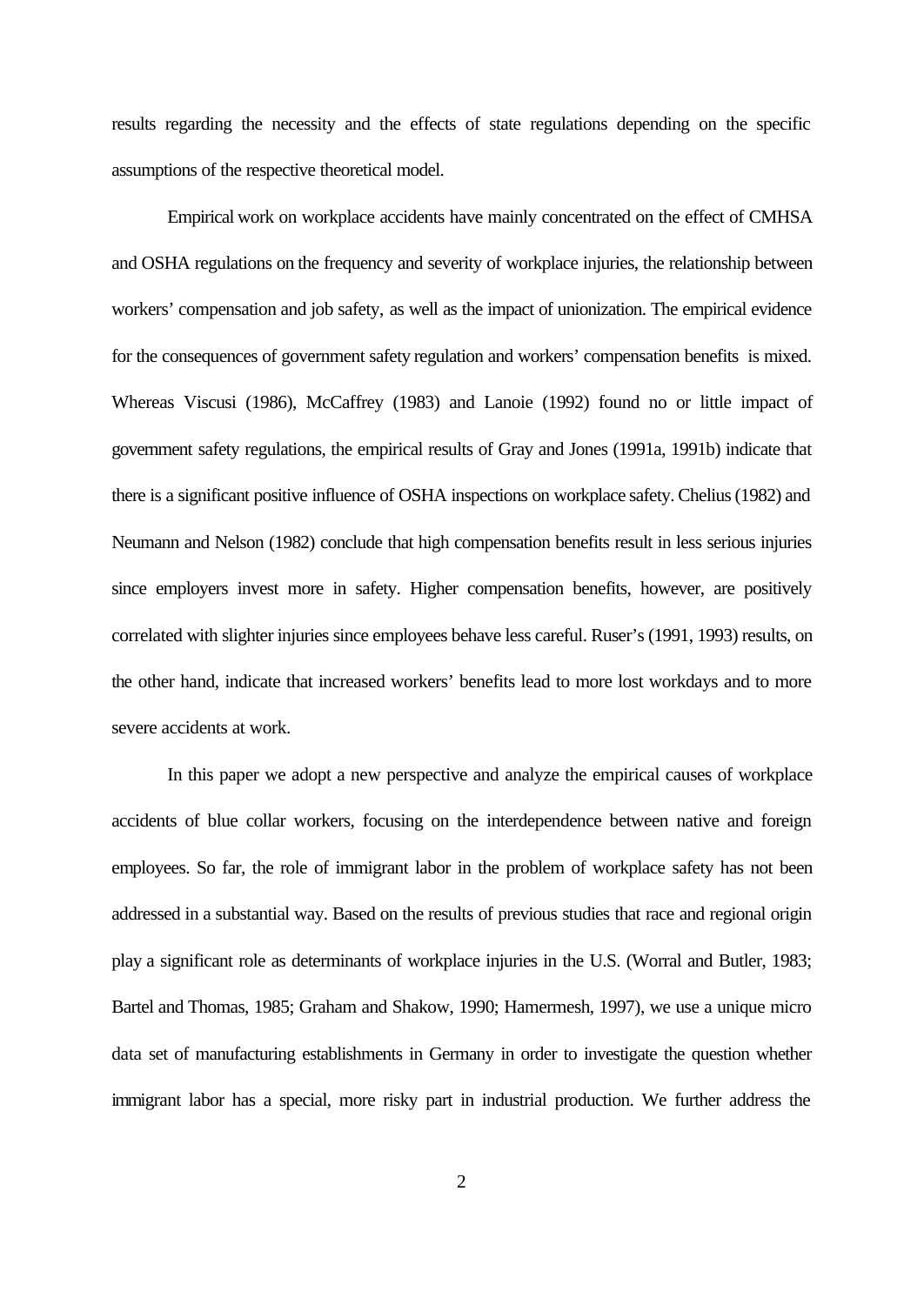results regarding the necessity and the effects of state regulations depending on the specific assumptions of the respective theoretical model.

Empirical work on workplace accidents have mainly concentrated on the effect of CMHSA and OSHA regulations on the frequency and severity of workplace injuries, the relationship between workers' compensation and job safety, as well as the impact of unionization. The empirical evidence for the consequences of government safety regulation and workers' compensation benefits is mixed. Whereas Viscusi (1986), McCaffrey (1983) and Lanoie (1992) found no or little impact of government safety regulations, the empirical results of Gray and Jones (1991a, 1991b) indicate that there is a significant positive influence of OSHA inspections on workplace safety. Chelius (1982) and Neumann and Nelson (1982) conclude that high compensation benefits result in less serious injuries since employers invest more in safety. Higher compensation benefits, however, are positively correlated with slighter injuries since employees behave less careful. Ruser's (1991, 1993) results, on the other hand, indicate that increased workers' benefits lead to more lost workdays and to more severe accidents at work.

In this paper we adopt a new perspective and analyze the empirical causes of workplace accidents of blue collar workers, focusing on the interdependence between native and foreign employees. So far, the role of immigrant labor in the problem of workplace safety has not been addressed in a substantial way. Based on the results of previous studies that race and regional origin play a significant role as determinants of workplace injuries in the U.S. (Worral and Butler, 1983; Bartel and Thomas, 1985; Graham and Shakow, 1990; Hamermesh, 1997), we use a unique micro data set of manufacturing establishments in Germany in order to investigate the question whether immigrant labor has a special, more risky part in industrial production. We further address the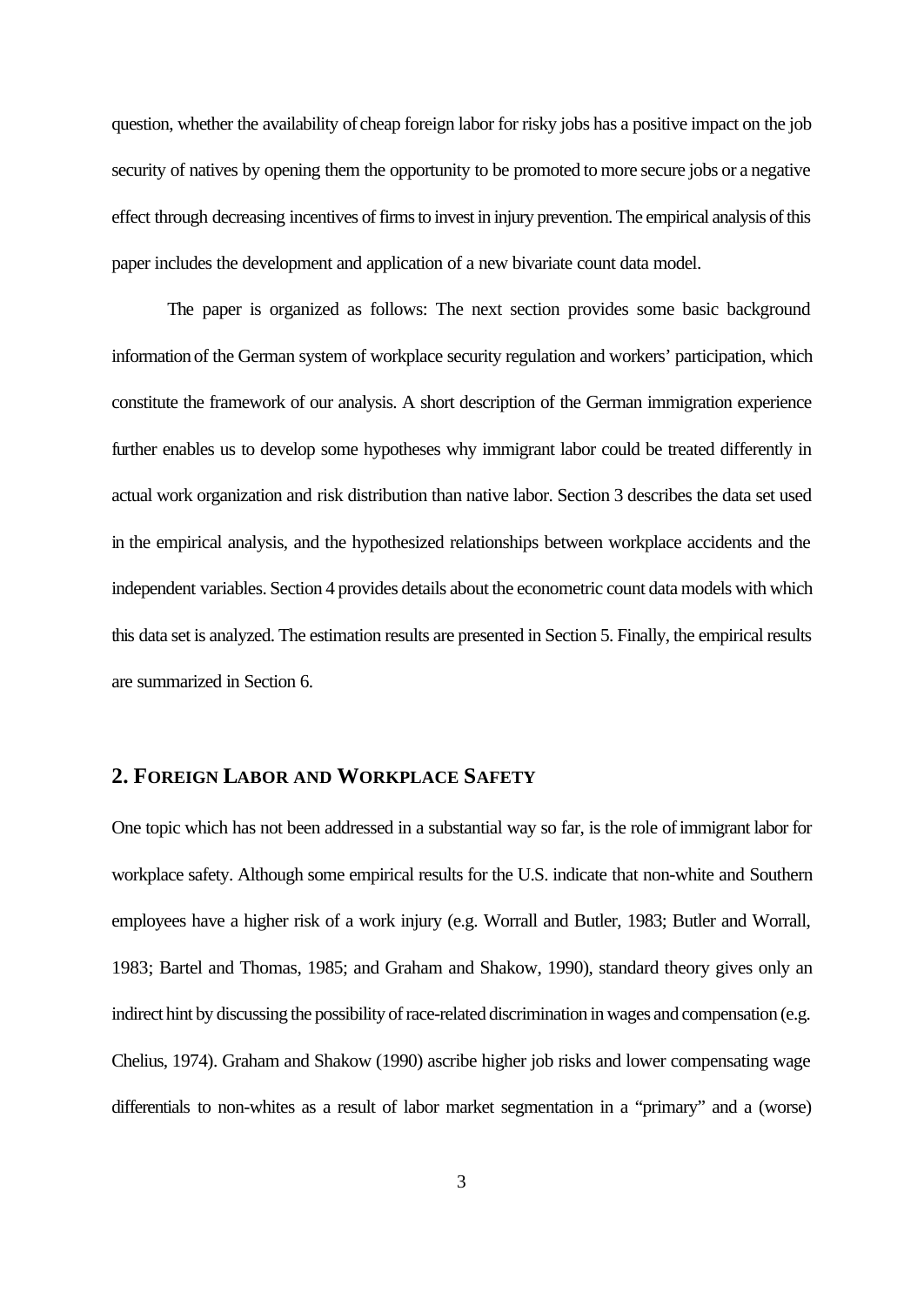question, whether the availability of cheap foreign labor for risky jobs has a positive impact on the job security of natives by opening them the opportunity to be promoted to more secure jobs or a negative effect through decreasing incentives of firms to invest in injury prevention. The empirical analysis of this paper includes the development and application of a new bivariate count data model.

The paper is organized as follows: The next section provides some basic background information of the German system of workplace security regulation and workers' participation, which constitute the framework of our analysis. A short description of the German immigration experience further enables us to develop some hypotheses why immigrant labor could be treated differently in actual work organization and risk distribution than native labor. Section 3 describes the data set used in the empirical analysis, and the hypothesized relationships between workplace accidents and the independent variables. Section 4 provides details about the econometric count data models with which this data set is analyzed. The estimation results are presented in Section 5. Finally, the empirical results are summarized in Section 6.

## 2. Foreign Labor and Workplace Safety

One topic which has not been addressed in a substantial way so far, is the role of immigrant labor for workplace safety. Although some empirical results for the U.S. indicate that non-white and Southern employees have a higher risk of a work injury (e.g. Worrall and Butler, 1983; Butler and Worrall, 1983; Bartel and Thomas, 1985; and Graham and Shakow, 1990), standard theory gives only an indirect hint by discussing the possibility of race-related discrimination in wages and compensation (e.g. Chelius, 1974). Graham and Shakow (1990) ascribe higher job risks and lower compensating wage differentials to non-whites as a result of labor market segmentation in a "primary" and a (worse)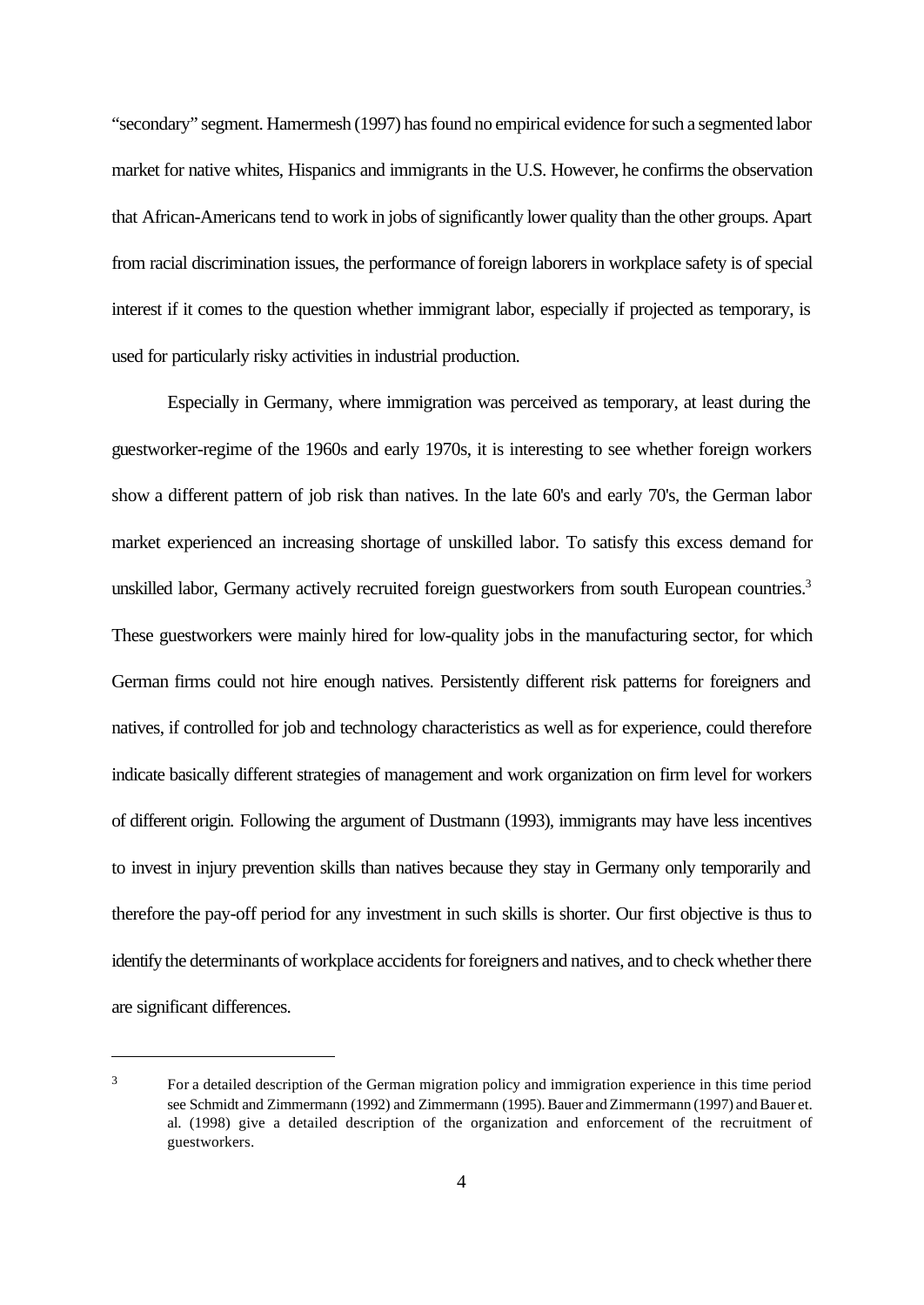"secondary" segment. Hamermesh (1997) has found no empirical evidence for such a segmented labor market for native whites, Hispanics and immigrants in the U.S. However, he confirms the observation that African-Americans tend to work in jobs of significantly lower quality than the other groups. Apart from racial discrimination issues, the performance of foreign laborers in workplace safety is of special interest if it comes to the question whether immigrant labor, especially if projected as temporary, is used for particularly risky activities in industrial production.

Especially in Germany, where immigration was perceived as temporary, at least during the guestworker-regime of the 1960s and early 1970s, it is interesting to see whether foreign workers show a different pattern of job risk than natives. In the late 60's and early 70's, the German labor market experienced an increasing shortage of unskilled labor. To satisfy this excess demand for unskilled labor, Germany actively recruited foreign guestworkers from south European countries.[3] These guestworkers were mainly hired for low-quality jobs in the manufacturing sector, for which German firms could not hire enough natives. Persistently different risk patterns for foreigners and natives, if controlled for job and technology characteristics as well as for experience, could therefore indicate basically different strategies of management and work organization on firm level for workers of different origin. Following the argument of Dustmann (1993), immigrants may have less incentives to invest in injury prevention skills than natives because they stay in Germany only temporarily and therefore the pay-off period for any investment in such skills is shorter. Our first objective is thus to identify the determinants of workplace accidents for foreigners and natives, and to check whether there are significant differences.

---

[3] For a detailed description of the German migration policy and immigration experience in this time period see Schmidt and Zimmermann (1992) and Zimmermann (1995). Bauer and Zimmermann (1997) and Bauer et. al. (1998) give a detailed description of the organization and enforcement of the recruitment of guestworkers.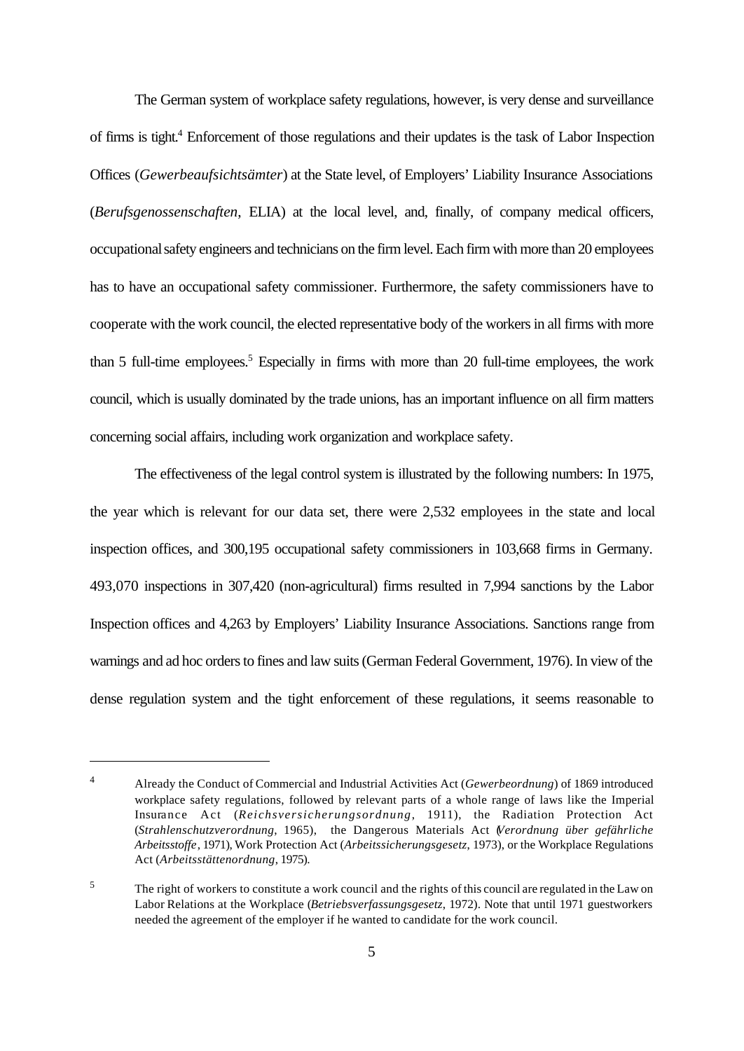The German system of workplace safety regulations, however, is very dense and surveillance of firms is tight.[4] Enforcement of those regulations and their updates is the task of Labor Inspection Offices (*Gewerbeaufsichtsämter*) at the State level, of Employers' Liability Insurance Associations (*Berufsgenossenschaften*, ELIA) at the local level, and, finally, of company medical officers, occupational safety engineers and technicians on the firm level. Each firm with more than 20 employees has to have an occupational safety commissioner. Furthermore, the safety commissioners have to cooperate with the work council, the elected representative body of the workers in all firms with more than 5 full-time employees.[5] Especially in firms with more than 20 full-time employees, the work council, which is usually dominated by the trade unions, has an important influence on all firm matters concerning social affairs, including work organization and workplace safety.

The effectiveness of the legal control system is illustrated by the following numbers: In 1975, the year which is relevant for our data set, there were 2,532 employees in the state and local inspection offices, and 300,195 occupational safety commissioners in 103,668 firms in Germany. 493,070 inspections in 307,420 (non-agricultural) firms resulted in 7,994 sanctions by the Labor Inspection offices and 4,263 by Employers' Liability Insurance Associations. Sanctions range from warnings and ad hoc orders to fines and law suits (German Federal Government, 1976). In view of the dense regulation system and the tight enforcement of these regulations, it seems reasonable to

---

[4] Already the Conduct of Commercial and Industrial Activities Act (*Gewerbeordnung*) of 1869 introduced workplace safety regulations, followed by relevant parts of a whole range of laws like the Imperial Insurance Act (*Reichsversicherungsordnung*, 1911), the Radiation Protection Act (*Strahlenschutzverordnung*, 1965), the Dangerous Materials Act (*Verordnung über gefährliche Arbeitsstoffe*, 1971), Work Protection Act (*Arbeitssicherungsgesetz*, 1973), or the Workplace Regulations Act (*Arbeitsstättenordnung*, 1975).

[5] The right of workers to constitute a work council and the rights of this council are regulated in the Law on Labor Relations at the Workplace (*Betriebsverfassungsgesetz*, 1972). Note that until 1971 guestworkers needed the agreement of the employer if he wanted to candidate for the work council.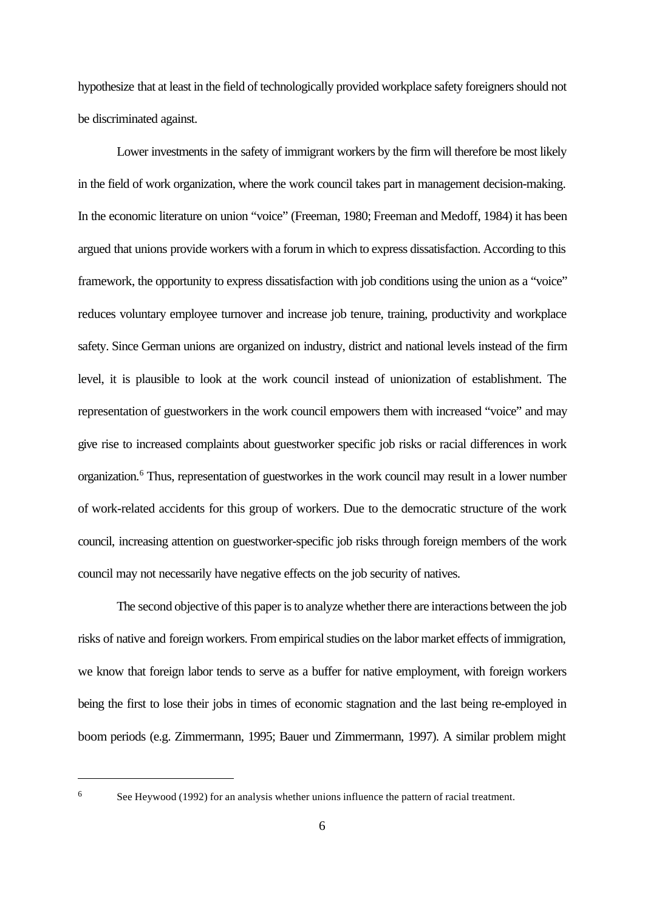hypothesize that at least in the field of technologically provided workplace safety foreigners should not be discriminated against.

Lower investments in the safety of immigrant workers by the firm will therefore be most likely in the field of work organization, where the work council takes part in management decision-making. In the economic literature on union "voice" (Freeman, 1980; Freeman and Medoff, 1984) it has been argued that unions provide workers with a forum in which to express dissatisfaction. According to this framework, the opportunity to express dissatisfaction with job conditions using the union as a "voice" reduces voluntary employee turnover and increase job tenure, training, productivity and workplace safety. Since German unions are organized on industry, district and national levels instead of the firm level, it is plausible to look at the work council instead of unionization of establishment. The representation of guestworkers in the work council empowers them with increased "voice" and may give rise to increased complaints about guestworker specific job risks or racial differences in work organization.[6] Thus, representation of guestworkes in the work council may result in a lower number of work-related accidents for this group of workers. Due to the democratic structure of the work council, increasing attention on guestworker-specific job risks through foreign members of the work council may not necessarily have negative effects on the job security of natives.

The second objective of this paper is to analyze whether there are interactions between the job risks of native and foreign workers. From empirical studies on the labor market effects of immigration, we know that foreign labor tends to serve as a buffer for native employment, with foreign workers being the first to lose their jobs in times of economic stagnation and the last being re-employed in boom periods (e.g. Zimmermann, 1995; Bauer und Zimmermann, 1997). A similar problem might

[6] See Heywood (1992) for an analysis whether unions influence the pattern of racial treatment.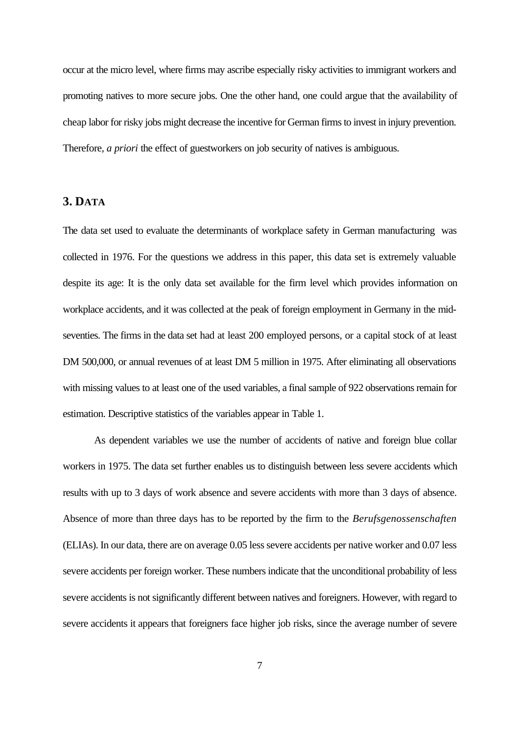occur at the micro level, where firms may ascribe especially risky activities to immigrant workers and promoting natives to more secure jobs. One the other hand, one could argue that the availability of cheap labor for risky jobs might decrease the incentive for German firms to invest in injury prevention. Therefore, *a priori* the effect of guestworkers on job security of natives is ambiguous.

## 3. DATA

The data set used to evaluate the determinants of workplace safety in German manufacturing was collected in 1976. For the questions we address in this paper, this data set is extremely valuable despite its age: It is the only data set available for the firm level which provides information on workplace accidents, and it was collected at the peak of foreign employment in Germany in the mid-seventies. The firms in the data set had at least 200 employed persons, or a capital stock of at least DM 500,000, or annual revenues of at least DM 5 million in 1975. After eliminating all observations with missing values to at least one of the used variables, a final sample of 922 observations remain for estimation. Descriptive statistics of the variables appear in Table 1.

As dependent variables we use the number of accidents of native and foreign blue collar workers in 1975. The data set further enables us to distinguish between less severe accidents which results with up to 3 days of work absence and severe accidents with more than 3 days of absence. Absence of more than three days has to be reported by the firm to the *Berufsgenossenschaften* (ELIAs). In our data, there are on average 0.05 less severe accidents per native worker and 0.07 less severe accidents per foreign worker. These numbers indicate that the unconditional probability of less severe accidents is not significantly different between natives and foreigners. However, with regard to severe accidents it appears that foreigners face higher job risks, since the average number of severe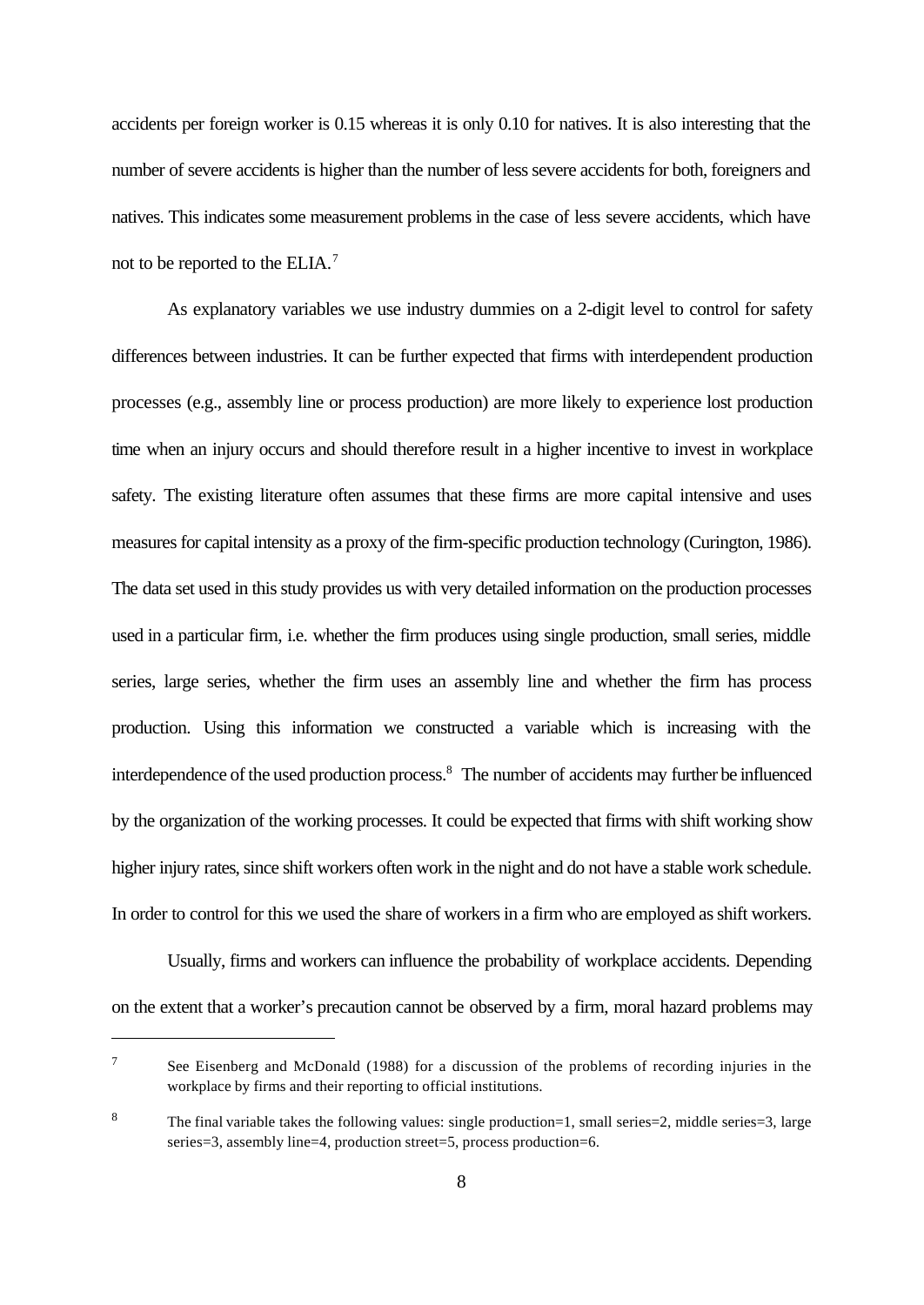accidents per foreign worker is 0.15 whereas it is only 0.10 for natives. It is also interesting that the number of severe accidents is higher than the number of less severe accidents for both, foreigners and natives. This indicates some measurement problems in the case of less severe accidents, which have not to be reported to the ELIA.[7]

As explanatory variables we use industry dummies on a 2-digit level to control for safety differences between industries. It can be further expected that firms with interdependent production processes (e.g., assembly line or process production) are more likely to experience lost production time when an injury occurs and should therefore result in a higher incentive to invest in workplace safety. The existing literature often assumes that these firms are more capital intensive and uses measures for capital intensity as a proxy of the firm-specific production technology (Curington, 1986). The data set used in this study provides us with very detailed information on the production processes used in a particular firm, i.e. whether the firm produces using single production, small series, middle series, large series, whether the firm uses an assembly line and whether the firm has process production. Using this information we constructed a variable which is increasing with the interdependence of the used production process.[8] The number of accidents may further be influenced by the organization of the working processes. It could be expected that firms with shift working show higher injury rates, since shift workers often work in the night and do not have a stable work schedule. In order to control for this we used the share of workers in a firm who are employed as shift workers.

Usually, firms and workers can influence the probability of workplace accidents. Depending on the extent that a worker's precaution cannot be observed by a firm, moral hazard problems may

---

[7] See Eisenberg and McDonald (1988) for a discussion of the problems of recording injuries in the workplace by firms and their reporting to official institutions.

[8] The final variable takes the following values: single production=1, small series=2, middle series=3, large series=3, assembly line=4, production street=5, process production=6.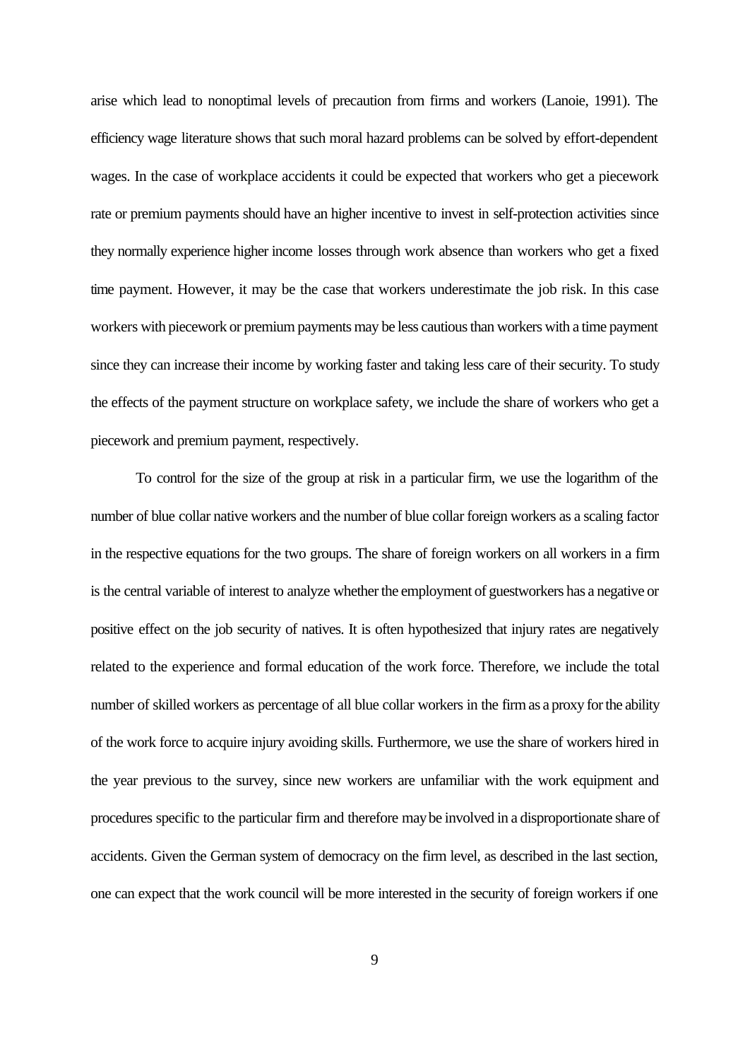arise which lead to nonoptimal levels of precaution from firms and workers (Lanoie, 1991). The efficiency wage literature shows that such moral hazard problems can be solved by effort-dependent wages. In the case of workplace accidents it could be expected that workers who get a piecework rate or premium payments should have an higher incentive to invest in self-protection activities since they normally experience higher income losses through work absence than workers who get a fixed time payment. However, it may be the case that workers underestimate the job risk. In this case workers with piecework or premium payments may be less cautious than workers with a time payment since they can increase their income by working faster and taking less care of their security. To study the effects of the payment structure on workplace safety, we include the share of workers who get a piecework and premium payment, respectively.

To control for the size of the group at risk in a particular firm, we use the logarithm of the number of blue collar native workers and the number of blue collar foreign workers as a scaling factor in the respective equations for the two groups. The share of foreign workers on all workers in a firm is the central variable of interest to analyze whether the employment of guestworkers has a negative or positive effect on the job security of natives. It is often hypothesized that injury rates are negatively related to the experience and formal education of the work force. Therefore, we include the total number of skilled workers as percentage of all blue collar workers in the firm as a proxy for the ability of the work force to acquire injury avoiding skills. Furthermore, we use the share of workers hired in the year previous to the survey, since new workers are unfamiliar with the work equipment and procedures specific to the particular firm and therefore may be involved in a disproportionate share of accidents. Given the German system of democracy on the firm level, as described in the last section, one can expect that the work council will be more interested in the security of foreign workers if one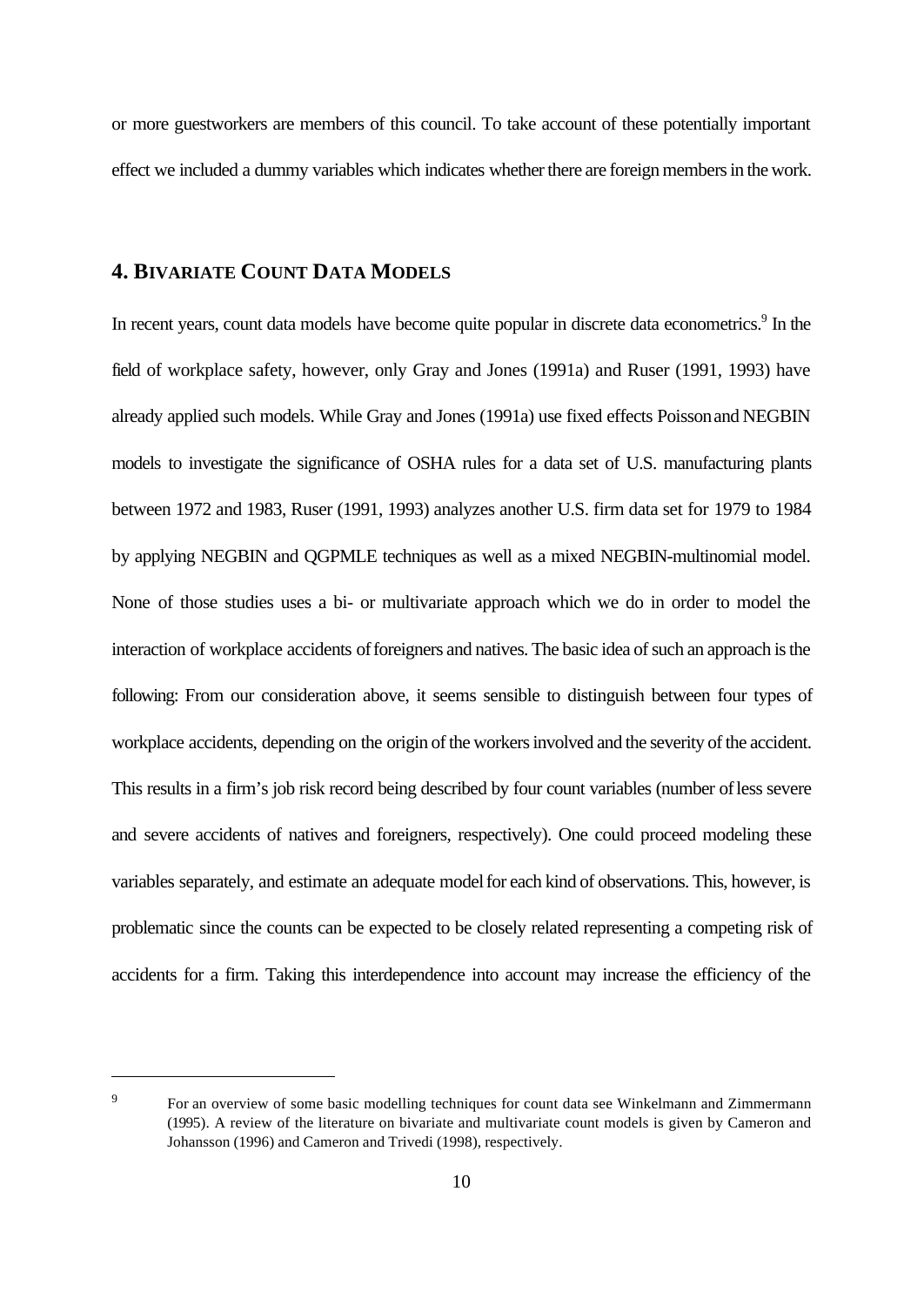or more guestworkers are members of this council. To take account of these potentially important effect we included a dummy variables which indicates whether there are foreign members in the work.

## 4. BIVARIATE COUNT DATA MODELS

In recent years, count data models have become quite popular in discrete data econometrics.[9] In the field of workplace safety, however, only Gray and Jones (1991a) and Ruser (1991, 1993) have already applied such models. While Gray and Jones (1991a) use fixed effects Poisson and NEGBIN models to investigate the significance of OSHA rules for a data set of U.S. manufacturing plants between 1972 and 1983, Ruser (1991, 1993) analyzes another U.S. firm data set for 1979 to 1984 by applying NEGBIN and QGPMLE techniques as well as a mixed NEGBIN-multinomial model. None of those studies uses a bi- or multivariate approach which we do in order to model the interaction of workplace accidents of foreigners and natives. The basic idea of such an approach is the following: From our consideration above, it seems sensible to distinguish between four types of workplace accidents, depending on the origin of the workers involved and the severity of the accident. This results in a firm's job risk record being described by four count variables (number of less severe and severe accidents of natives and foreigners, respectively). One could proceed modeling these variables separately, and estimate an adequate model for each kind of observations. This, however, is problematic since the counts can be expected to be closely related representing a competing risk of accidents for a firm. Taking this interdependence into account may increase the efficiency of the

---

[9] For an overview of some basic modelling techniques for count data see Winkelmann and Zimmermann (1995). A review of the literature on bivariate and multivariate count models is given by Cameron and Johansson (1996) and Cameron and Trivedi (1998), respectively.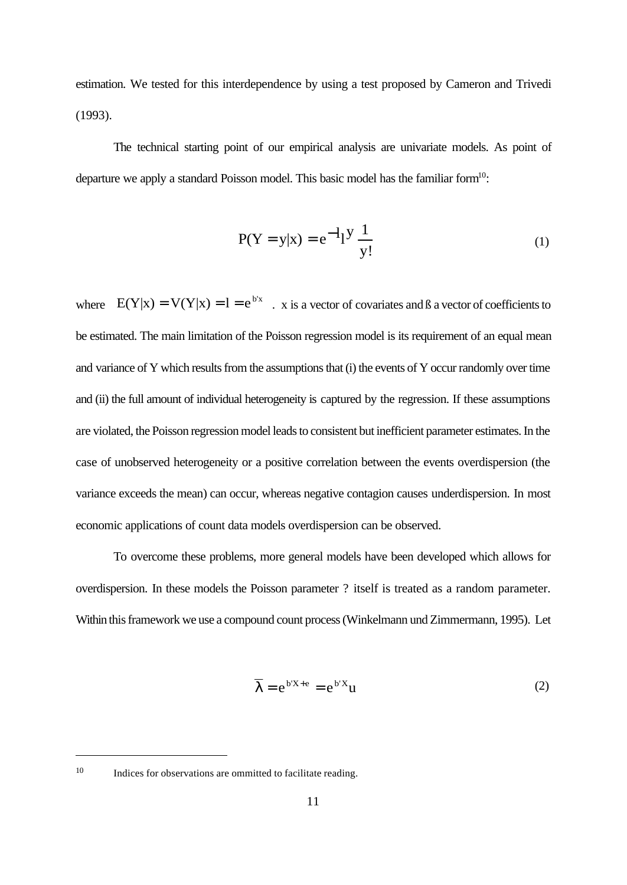estimation. We tested for this interdependence by using a test proposed by Cameron and Trivedi (1993).

The technical starting point of our empirical analysis are univariate models. As point of departure we apply a standard Poisson model. This basic model has the familiar form[10]:

$$P(Y = y|x) = e^{-l} l^{y} \frac{1}{y!} \tag{1}$$

where $E(Y|x) = V(Y|x) = l = e^{b'x}$ . x is a vector of covariates and ß a vector of coefficients to be estimated. The main limitation of the Poisson regression model is its requirement of an equal mean and variance of Y which results from the assumptions that (i) the events of Y occur randomly over time and (ii) the full amount of individual heterogeneity is captured by the regression. If these assumptions are violated, the Poisson regression model leads to consistent but inefficient parameter estimates. In the case of unobserved heterogeneity or a positive correlation between the events overdispersion (the variance exceeds the mean) can occur, whereas negative contagion causes underdispersion. In most economic applications of count data models overdispersion can be observed.

To overcome these problems, more general models have been developed which allows for overdispersion. In these models the Poisson parameter ? itself is treated as a random parameter. Within this framework we use a compound count process (Winkelmann und Zimmermann, 1995). Let

$$\bar{\lambda} = e^{b'X+e} = e^{b'X}u \tag{2}$$

---

[10] Indices for observations are ommitted to facilitate reading.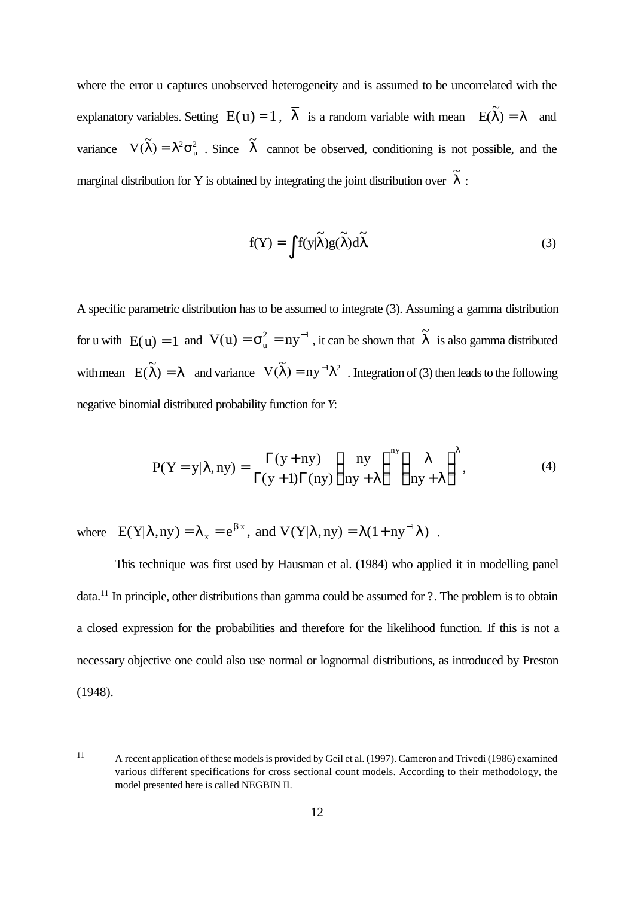where the error u captures unobserved heterogeneity and is assumed to be uncorrelated with the explanatory variables. Setting $E(u) = 1$, $\bar{\lambda}$ is a random variable with mean $E(\tilde{\lambda}) = \lambda$ and variance $V(\tilde{\lambda}) = \lambda^2 \sigma_u^2$. Since $\tilde{\lambda}$ cannot be observed, conditioning is not possible, and the marginal distribution for Y is obtained by integrating the joint distribution over $\tilde{\lambda}$:

$$f(Y) = \int f(y|\tilde{\lambda}) g(\tilde{\lambda}) d\tilde{\lambda}. \tag{3}$$

A specific parametric distribution has to be assumed to integrate (3). Assuming a gamma distribution for u with $E(u) = 1$ and $V(u) = \sigma_u^2 = ny^{-1}$, it can be shown that $\tilde{\lambda}$ is also gamma distributed with mean $E(\tilde{\lambda}) = \lambda$ and variance $V(\tilde{\lambda}) = ny^{-1}\lambda^2$. Integration of (3) then leads to the following negative binomial distributed probability function for *Y*:

$$P(Y = y|\lambda, ny) = \frac{\Gamma(y + ny)}{\Gamma(y+1)\Gamma(ny)} \left(\frac{ny}{ny + \lambda}\right)^{ny} \left(\frac{\lambda}{ny + \lambda}\right)^{\lambda}, \tag{4}$$

where $E(Y|\lambda, ny) = \lambda_x = e^{\beta' x}$, and $V(Y|\lambda, ny) = \lambda(1 + ny^{-1}\lambda)$.

This technique was first used by Hausman et al. (1984) who applied it in modelling panel data.[11] In principle, other distributions than gamma could be assumed for ?. The problem is to obtain a closed expression for the probabilities and therefore for the likelihood function. If this is not a necessary objective one could also use normal or lognormal distributions, as introduced by Preston (1948).

---

[11] A recent application of these models is provided by Geil et al. (1997). Cameron and Trivedi (1986) examined various different specifications for cross sectional count models. According to their methodology, the model presented here is called NEGBIN II.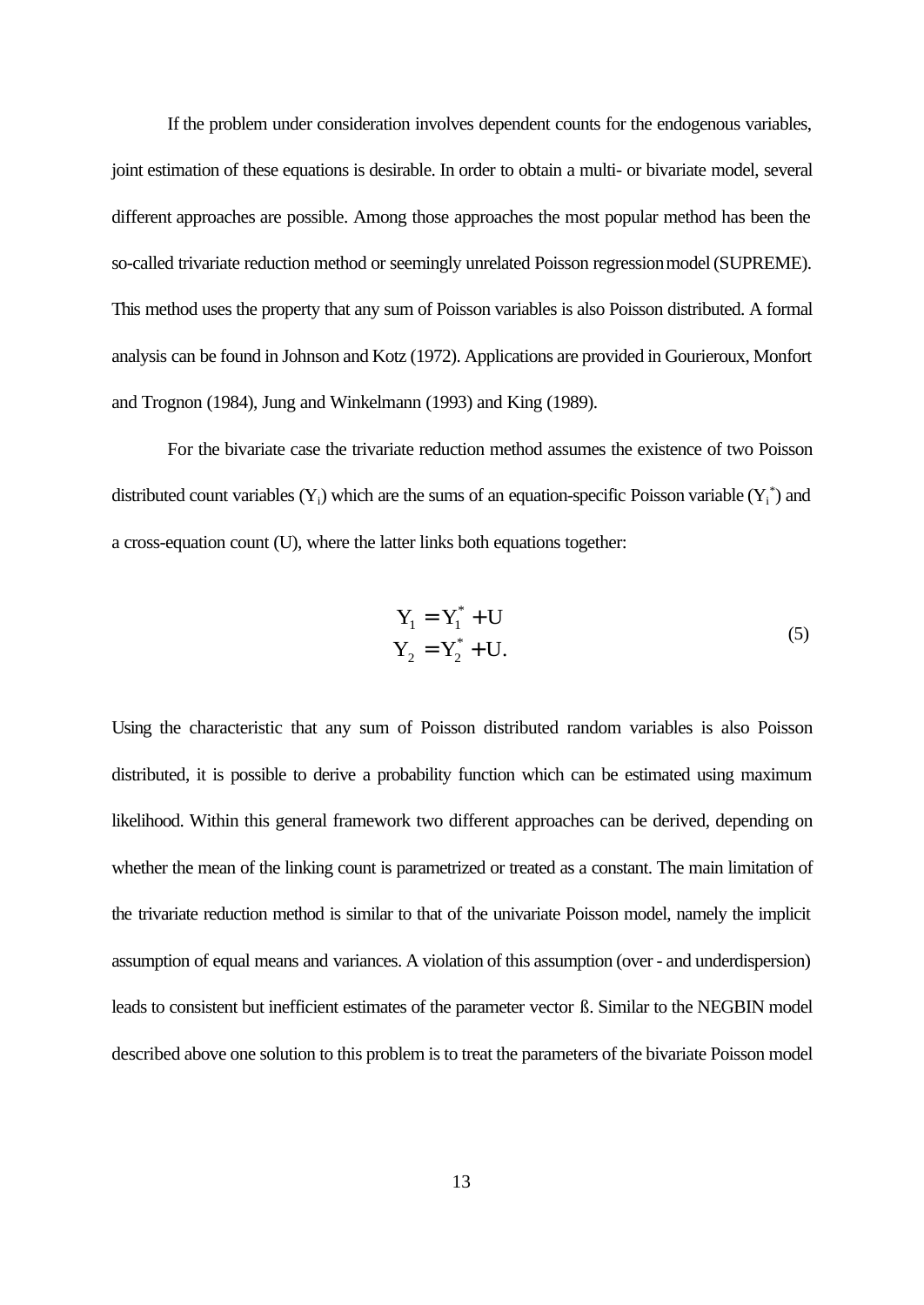If the problem under consideration involves dependent counts for the endogenous variables, joint estimation of these equations is desirable. In order to obtain a multi- or bivariate model, several different approaches are possible. Among those approaches the most popular method has been the so-called trivariate reduction method or seemingly unrelated Poisson regression model (SUPREME). This method uses the property that any sum of Poisson variables is also Poisson distributed. A formal analysis can be found in Johnson and Kotz (1972). Applications are provided in Gourieroux, Monfort and Trognon (1984), Jung and Winkelmann (1993) and King (1989).

For the bivariate case the trivariate reduction method assumes the existence of two Poisson distributed count variables ($Y_i$) which are the sums of an equation-specific Poisson variable ($Y_i^*$) and a cross-equation count (U), where the latter links both equations together:

$$
\begin{aligned}
Y_1 &= Y_1^* + U \\
Y_2 &= Y_2^* + U.
\end{aligned}
\tag{5}
$$

Using the characteristic that any sum of Poisson distributed random variables is also Poisson distributed, it is possible to derive a probability function which can be estimated using maximum likelihood. Within this general framework two different approaches can be derived, depending on whether the mean of the linking count is parametrized or treated as a constant. The main limitation of the trivariate reduction method is similar to that of the univariate Poisson model, namely the implicit assumption of equal means and variances. A violation of this assumption (over - and underdispersion) leads to consistent but inefficient estimates of the parameter vector ß. Similar to the NEGBIN model described above one solution to this problem is to treat the parameters of the bivariate Poisson model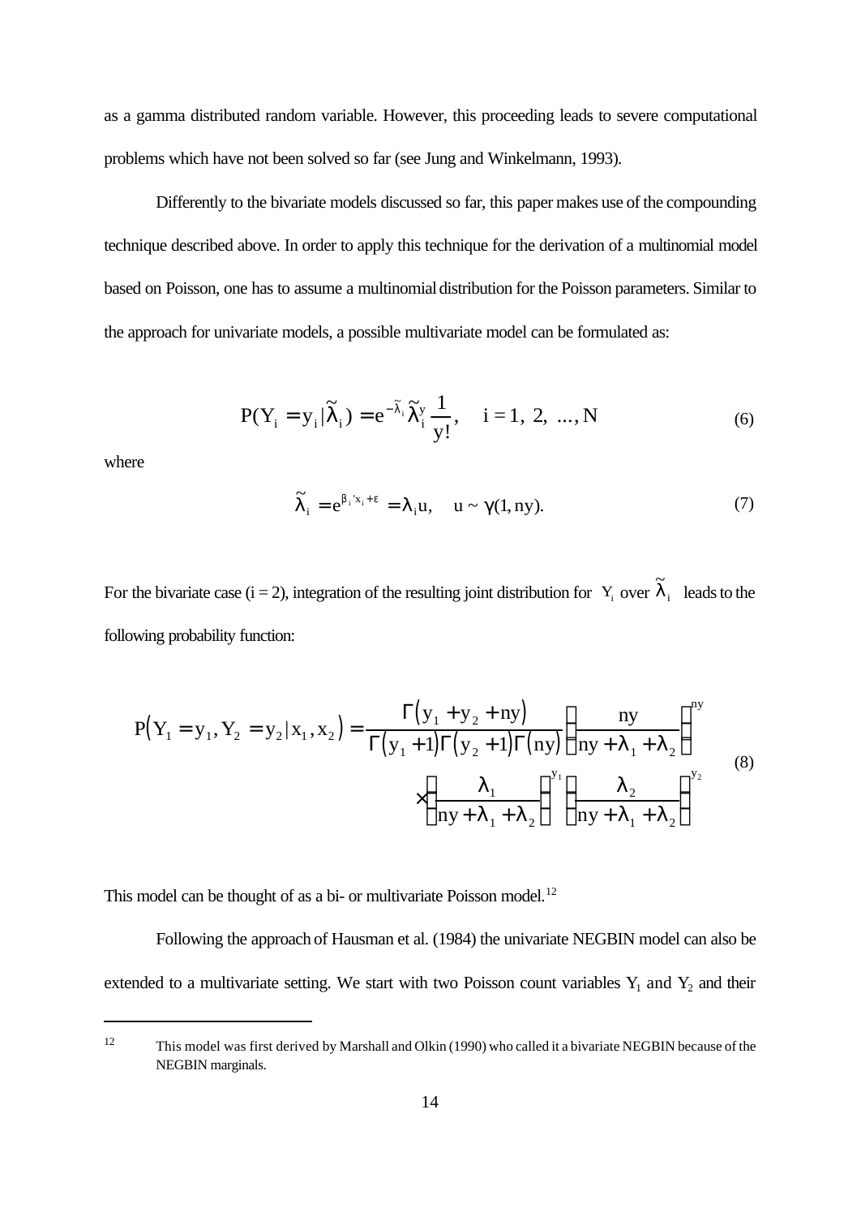as a gamma distributed random variable. However, this proceeding leads to severe computational problems which have not been solved so far (see Jung and Winkelmann, 1993).

Differently to the bivariate models discussed so far, this paper makes use of the compounding technique described above. In order to apply this technique for the derivation of a multinomial model based on Poisson, one has to assume a multinomial distribution for the Poisson parameters. Similar to the approach for univariate models, a possible multivariate model can be formulated as:

$$P(Y_i = y_i | \tilde{\lambda}_i) = e^{-\tilde{\lambda}_i} \tilde{\lambda}_i^y \frac{1}{y!}, \quad i = 1,\ 2,\ \ldots, N \tag{6}$$

where

$$\tilde{\lambda}_i = e^{\beta_i' x_i + \varepsilon} = \lambda_i u, \quad u \sim \gamma(1, ny). \tag{7}$$

For the bivariate case (i = 2), integration of the resulting joint distribution for $Y_i$ over $\tilde{\lambda}_i$ leads to the following probability function:

$$P\left(Y_1 = y_1, Y_2 = y_2 | x_1, x_2\right) = \frac{\Gamma\left(y_1 + y_2 + ny\right)}{\Gamma\left(y_1 + 1\right)\Gamma\left(y_2 + 1\right)\Gamma\left(ny\right)} \left(\frac{ny}{ny + \lambda_1 + \lambda_2}\right)^{ny} \times \left(\frac{\lambda_1}{ny + \lambda_1 + \lambda_2}\right)^{y_1} \left(\frac{\lambda_2}{ny + \lambda_1 + \lambda_2}\right)^{y_2} \tag{8}$$

This model can be thought of as a bi- or multivariate Poisson model.[12]

Following the approach of Hausman et al. (1984) the univariate NEGBIN model can also be extended to a multivariate setting. We start with two Poisson count variables $Y_1$ and $Y_2$ and their

---

[12] This model was first derived by Marshall and Olkin (1990) who called it a bivariate NEGBIN because of the NEGBIN marginals.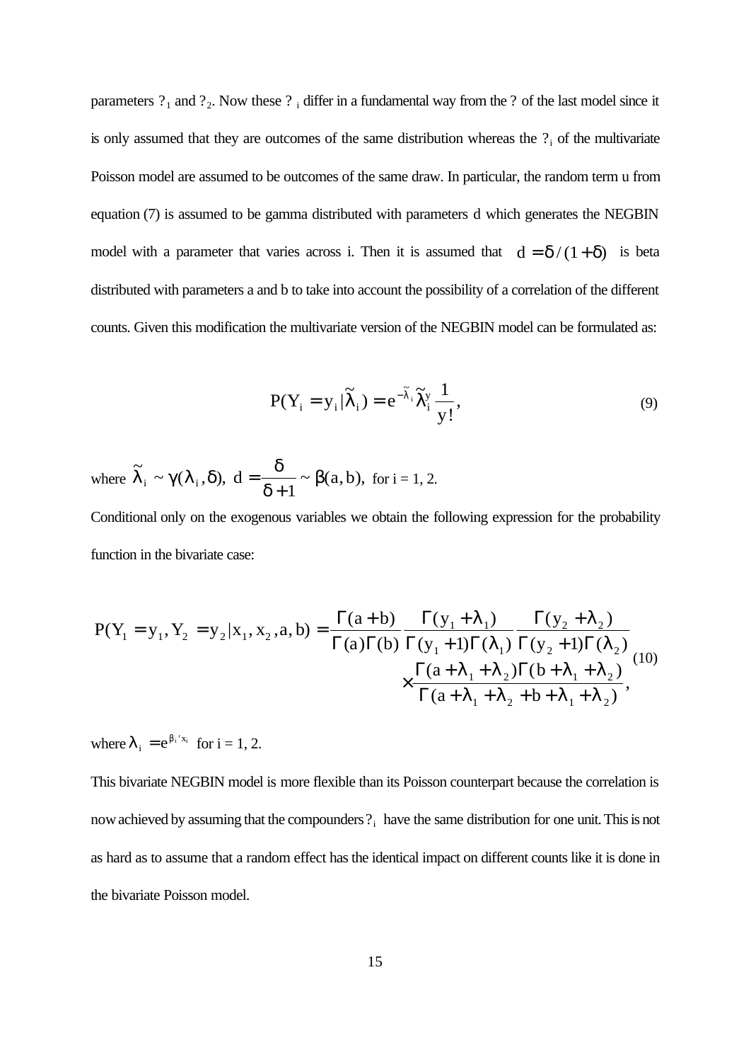parameters $\lambda_1$ and $\lambda_2$. Now these $\lambda_i$ differ in a fundamental way from the $\lambda$ of the last model since it is only assumed that they are outcomes of the same distribution whereas the $\lambda_i$ of the multivariate Poisson model are assumed to be outcomes of the same draw. In particular, the random term u from equation (7) is assumed to be gamma distributed with parameters d which generates the NEGBIN model with a parameter that varies across i. Then it is assumed that $d = \delta/(1+\delta)$ is beta distributed with parameters a and b to take into account the possibility of a correlation of the different counts. Given this modification the multivariate version of the NEGBIN model can be formulated as:

$$P(Y_i = y_i | \tilde{\lambda}_i) = e^{-\tilde{\lambda}_i} \tilde{\lambda}_i^y \frac{1}{y!}, \tag{9}$$

where $\tilde{\lambda}_i \sim \gamma(\lambda_i, \delta),\ d = \dfrac{\delta}{\delta + 1} \sim \beta(a, b),$ for i = 1, 2.

Conditional only on the exogenous variables we obtain the following expression for the probability function in the bivariate case:

$$P(Y_1 = y_1, Y_2 = y_2 | x_1, x_2, a, b) = \frac{\Gamma(a+b)}{\Gamma(a)\Gamma(b)} \frac{\Gamma(y_1 + \lambda_1)}{\Gamma(y_1 + 1)\Gamma(\lambda_1)} \frac{\Gamma(y_2 + \lambda_2)}{\Gamma(y_2 + 1)\Gamma(\lambda_2)} \times \frac{\Gamma(a + \lambda_1 + \lambda_2)\Gamma(b + \lambda_1 + \lambda_2)}{\Gamma(a + \lambda_1 + \lambda_2 + b + \lambda_1 + \lambda_2)}, \tag{10}$$

where $\lambda_i = e^{\beta_i' x_i}$ for i = 1, 2.

This bivariate NEGBIN model is more flexible than its Poisson counterpart because the correlation is now achieved by assuming that the compounders $\lambda_i$ have the same distribution for one unit. This is not as hard as to assume that a random effect has the identical impact on different counts like it is done in the bivariate Poisson model.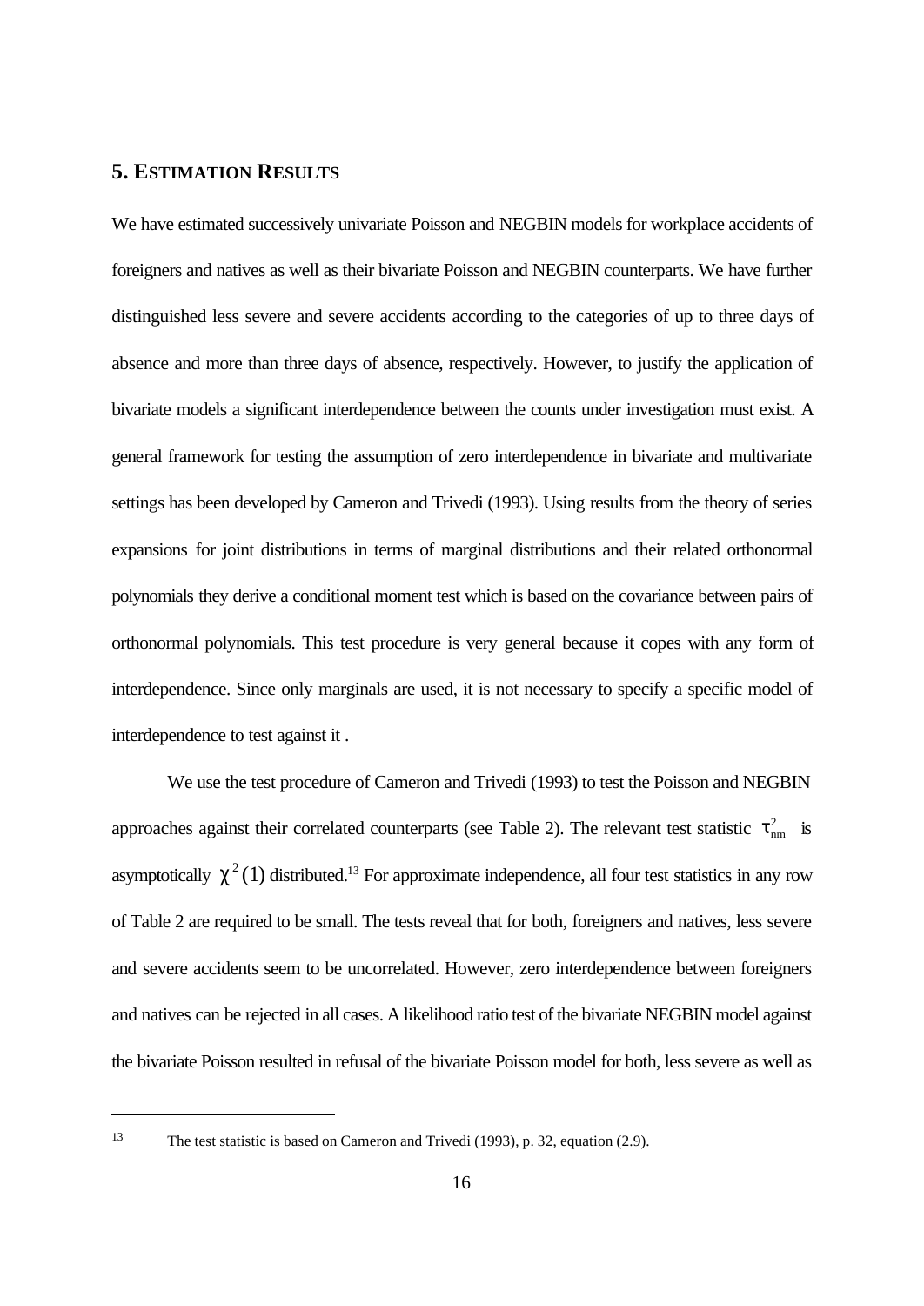## 5. ESTIMATION RESULTS

We have estimated successively univariate Poisson and NEGBIN models for workplace accidents of foreigners and natives as well as their bivariate Poisson and NEGBIN counterparts. We have further distinguished less severe and severe accidents according to the categories of up to three days of absence and more than three days of absence, respectively. However, to justify the application of bivariate models a significant interdependence between the counts under investigation must exist. A general framework for testing the assumption of zero interdependence in bivariate and multivariate settings has been developed by Cameron and Trivedi (1993). Using results from the theory of series expansions for joint distributions in terms of marginal distributions and their related orthonormal polynomials they derive a conditional moment test which is based on the covariance between pairs of orthonormal polynomials. This test procedure is very general because it copes with any form of interdependence. Since only marginals are used, it is not necessary to specify a specific model of interdependence to test against it .

We use the test procedure of Cameron and Trivedi (1993) to test the Poisson and NEGBIN approaches against their correlated counterparts (see Table 2). The relevant test statistic $\tau^2_{nm}$ is asymptotically $\chi^2(1)$ distributed.[13] For approximate independence, all four test statistics in any row of Table 2 are required to be small. The tests reveal that for both, foreigners and natives, less severe and severe accidents seem to be uncorrelated. However, zero interdependence between foreigners and natives can be rejected in all cases. A likelihood ratio test of the bivariate NEGBIN model against the bivariate Poisson resulted in refusal of the bivariate Poisson model for both, less severe as well as

---

[13] The test statistic is based on Cameron and Trivedi (1993), p. 32, equation (2.9).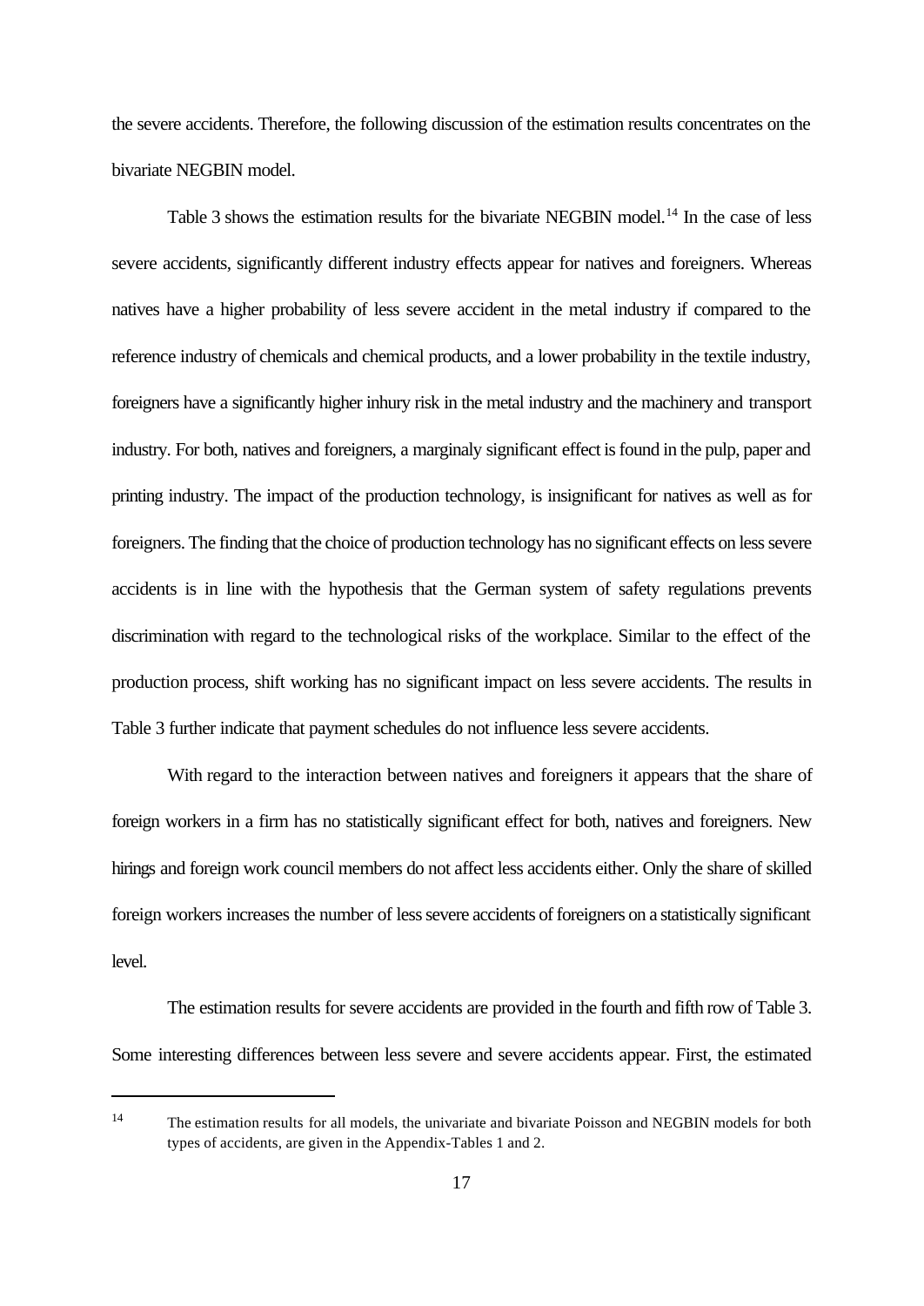the severe accidents. Therefore, the following discussion of the estimation results concentrates on the bivariate NEGBIN model.

Table 3 shows the estimation results for the bivariate NEGBIN model.[14] In the case of less severe accidents, significantly different industry effects appear for natives and foreigners. Whereas natives have a higher probability of less severe accident in the metal industry if compared to the reference industry of chemicals and chemical products, and a lower probability in the textile industry, foreigners have a significantly higher inhury risk in the metal industry and the machinery and transport industry. For both, natives and foreigners, a marginaly significant effect is found in the pulp, paper and printing industry. The impact of the production technology, is insignificant for natives as well as for foreigners. The finding that the choice of production technology has no significant effects on less severe accidents is in line with the hypothesis that the German system of safety regulations prevents discrimination with regard to the technological risks of the workplace. Similar to the effect of the production process, shift working has no significant impact on less severe accidents. The results in Table 3 further indicate that payment schedules do not influence less severe accidents.

With regard to the interaction between natives and foreigners it appears that the share of foreign workers in a firm has no statistically significant effect for both, natives and foreigners. New hirings and foreign work council members do not affect less accidents either. Only the share of skilled foreign workers increases the number of less severe accidents of foreigners on a statistically significant level.

The estimation results for severe accidents are provided in the fourth and fifth row of Table 3. Some interesting differences between less severe and severe accidents appear. First, the estimated

---

[14] The estimation results for all models, the univariate and bivariate Poisson and NEGBIN models for both types of accidents, are given in the Appendix-Tables 1 and 2.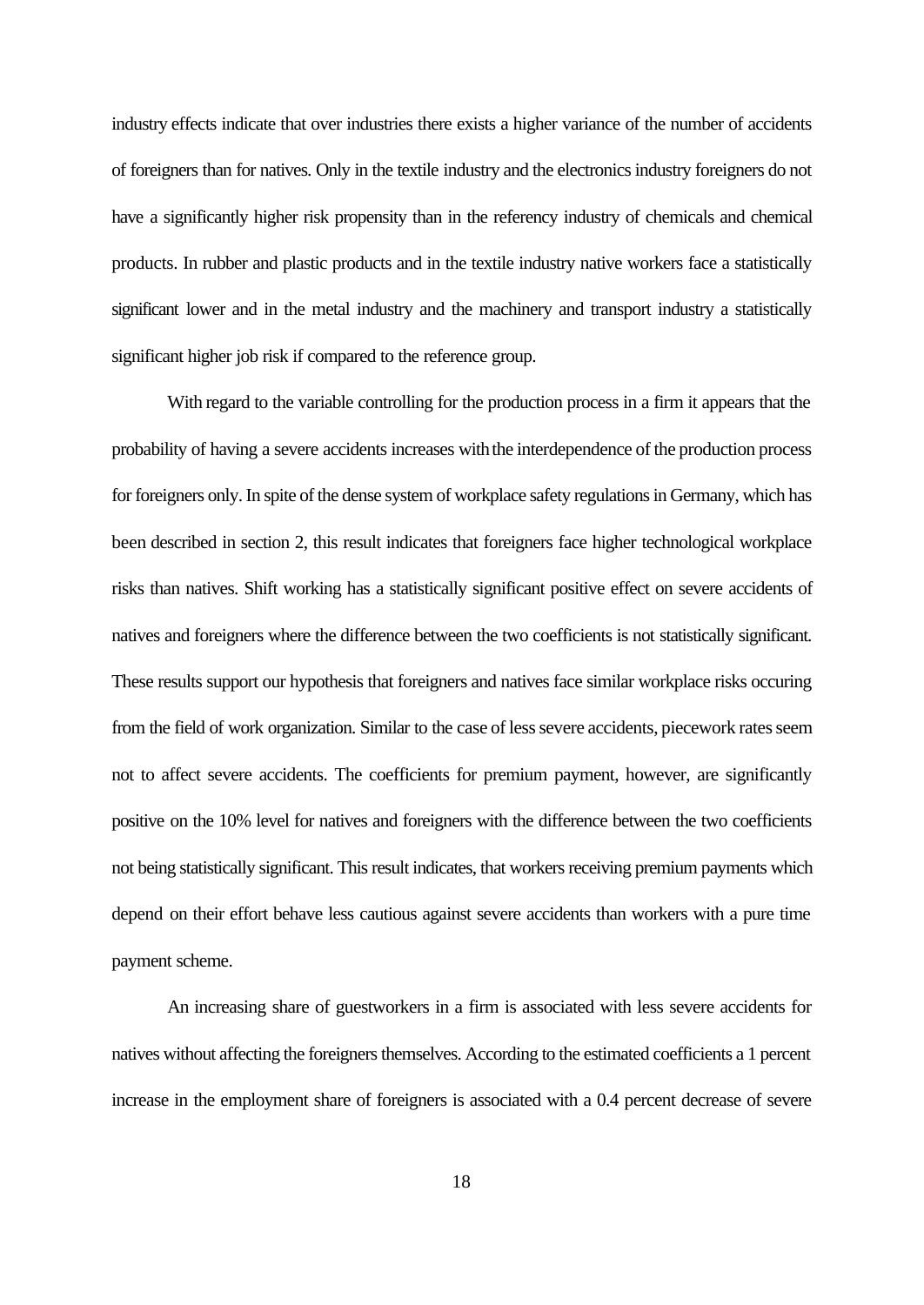industry effects indicate that over industries there exists a higher variance of the number of accidents of foreigners than for natives. Only in the textile industry and the electronics industry foreigners do not have a significantly higher risk propensity than in the referency industry of chemicals and chemical products. In rubber and plastic products and in the textile industry native workers face a statistically significant lower and in the metal industry and the machinery and transport industry a statistically significant higher job risk if compared to the reference group.

With regard to the variable controlling for the production process in a firm it appears that the probability of having a severe accidents increases with the interdependence of the production process for foreigners only. In spite of the dense system of workplace safety regulations in Germany, which has been described in section 2, this result indicates that foreigners face higher technological workplace risks than natives. Shift working has a statistically significant positive effect on severe accidents of natives and foreigners where the difference between the two coefficients is not statistically significant. These results support our hypothesis that foreigners and natives face similar workplace risks occuring from the field of work organization. Similar to the case of less severe accidents, piecework rates seem not to affect severe accidents. The coefficients for premium payment, however, are significantly positive on the 10% level for natives and foreigners with the difference between the two coefficients not being statistically significant. This result indicates, that workers receiving premium payments which depend on their effort behave less cautious against severe accidents than workers with a pure time payment scheme.

An increasing share of guestworkers in a firm is associated with less severe accidents for natives without affecting the foreigners themselves. According to the estimated coefficients a 1 percent increase in the employment share of foreigners is associated with a 0.4 percent decrease of severe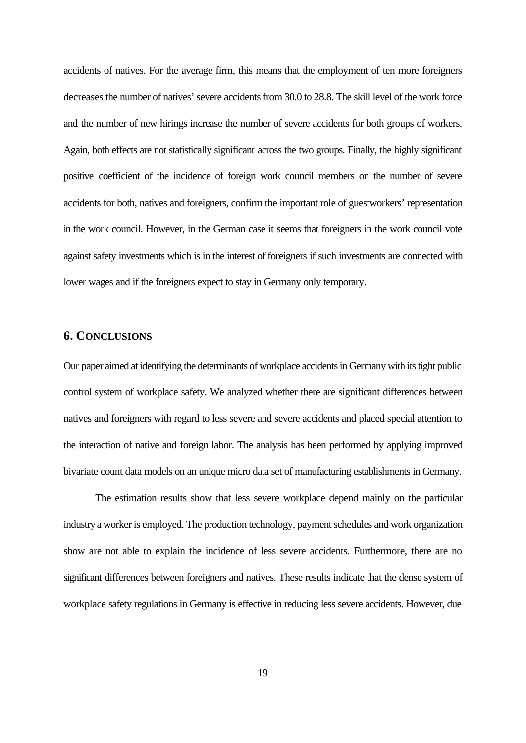accidents of natives. For the average firm, this means that the employment of ten more foreigners decreases the number of natives' severe accidents from 30.0 to 28.8. The skill level of the work force and the number of new hirings increase the number of severe accidents for both groups of workers. Again, both effects are not statistically significant across the two groups. Finally, the highly significant positive coefficient of the incidence of foreign work council members on the number of severe accidents for both, natives and foreigners, confirm the important role of guestworkers' representation in the work council. However, in the German case it seems that foreigners in the work council vote against safety investments which is in the interest of foreigners if such investments are connected with lower wages and if the foreigners expect to stay in Germany only temporary.

## 6. CONCLUSIONS

Our paper aimed at identifying the determinants of workplace accidents in Germany with its tight public control system of workplace safety. We analyzed whether there are significant differences between natives and foreigners with regard to less severe and severe accidents and placed special attention to the interaction of native and foreign labor. The analysis has been performed by applying improved bivariate count data models on an unique micro data set of manufacturing establishments in Germany.

The estimation results show that less severe workplace depend mainly on the particular industry a worker is employed. The production technology, payment schedules and work organization show are not able to explain the incidence of less severe accidents. Furthermore, there are no significant differences between foreigners and natives. These results indicate that the dense system of workplace safety regulations in Germany is effective in reducing less severe accidents. However, due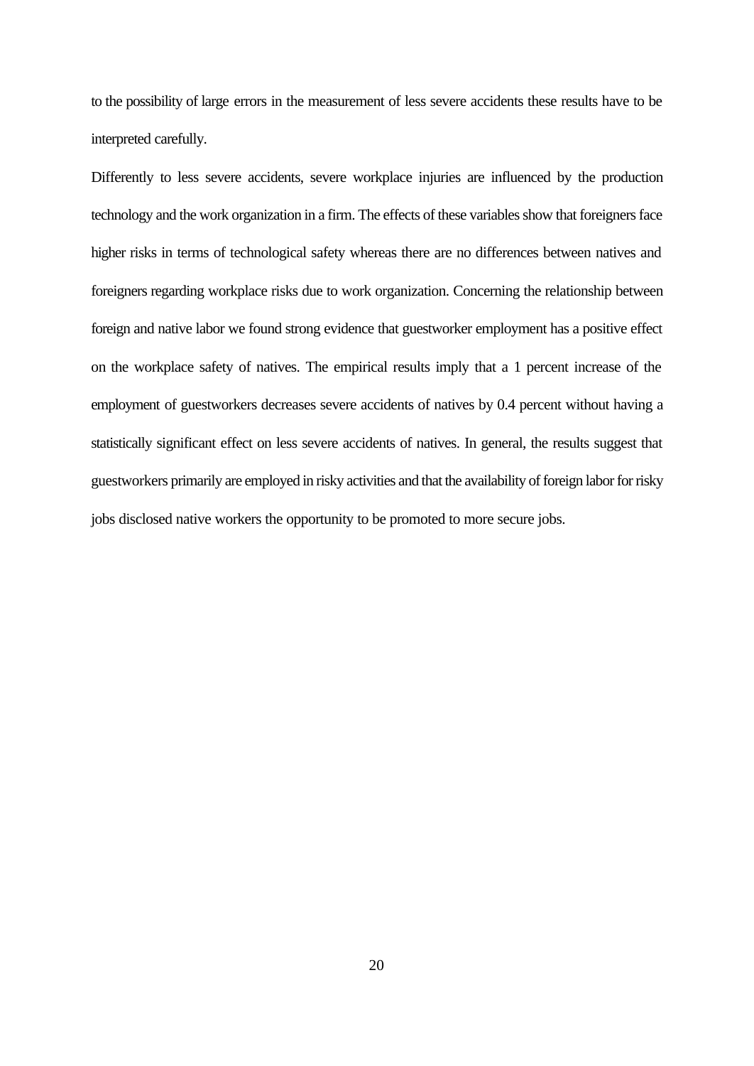to the possibility of large errors in the measurement of less severe accidents these results have to be interpreted carefully.

Differently to less severe accidents, severe workplace injuries are influenced by the production technology and the work organization in a firm. The effects of these variables show that foreigners face higher risks in terms of technological safety whereas there are no differences between natives and foreigners regarding workplace risks due to work organization. Concerning the relationship between foreign and native labor we found strong evidence that guestworker employment has a positive effect on the workplace safety of natives. The empirical results imply that a 1 percent increase of the employment of guestworkers decreases severe accidents of natives by 0.4 percent without having a statistically significant effect on less severe accidents of natives. In general, the results suggest that guestworkers primarily are employed in risky activities and that the availability of foreign labor for risky jobs disclosed native workers the opportunity to be promoted to more secure jobs.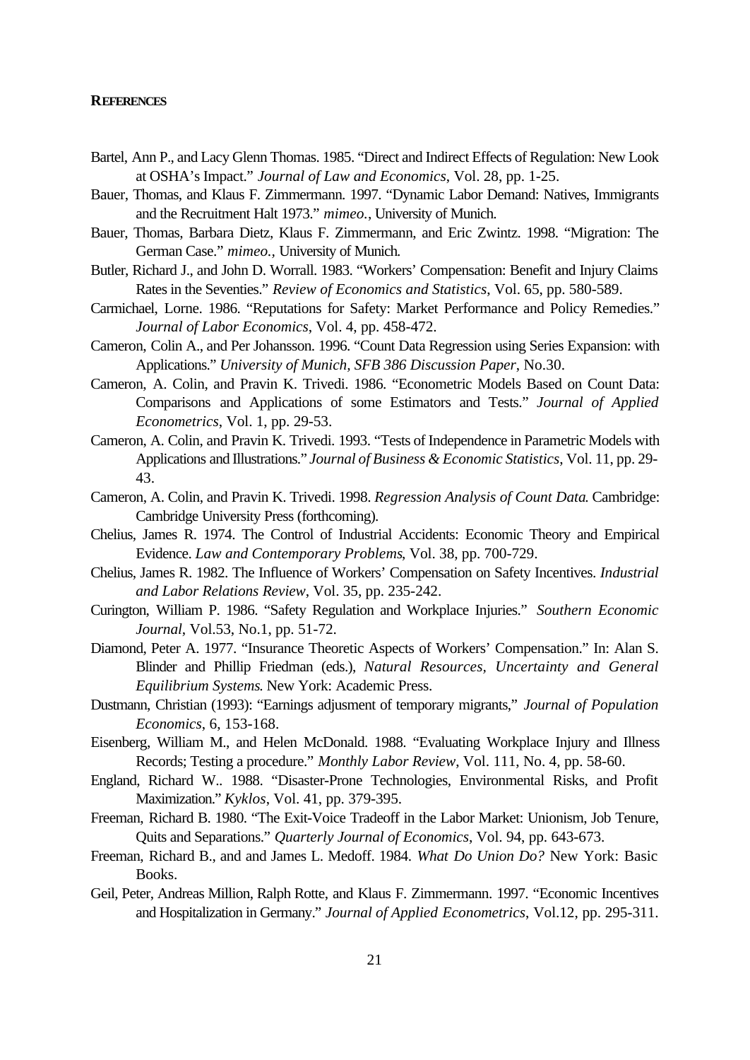**REFERENCES**

Bartel, Ann P., and Lacy Glenn Thomas. 1985. “Direct and Indirect Effects of Regulation: New Look at OSHA’s Impact.” *Journal of Law and Economics*, Vol. 28, pp. 1-25.

Bauer, Thomas, and Klaus F. Zimmermann. 1997. “Dynamic Labor Demand: Natives, Immigrants and the Recruitment Halt 1973.” *mimeo.*, University of Munich.

Bauer, Thomas, Barbara Dietz, Klaus F. Zimmermann, and Eric Zwintz. 1998. “Migration: The German Case.” *mimeo.*, University of Munich.

Butler, Richard J., and John D. Worrall. 1983. “Workers’ Compensation: Benefit and Injury Claims Rates in the Seventies.” *Review of Economics and Statistics*, Vol. 65, pp. 580-589.

Carmichael, Lorne. 1986. “Reputations for Safety: Market Performance and Policy Remedies.” *Journal of Labor Economics*, Vol. 4, pp. 458-472.

Cameron, Colin A., and Per Johansson. 1996. “Count Data Regression using Series Expansion: with Applications.” *University of Munich, SFB 386 Discussion Paper*, No.30.

Cameron, A. Colin, and Pravin K. Trivedi. 1986. “Econometric Models Based on Count Data: Comparisons and Applications of some Estimators and Tests.” *Journal of Applied Econometrics*, Vol. 1, pp. 29-53.

Cameron, A. Colin, and Pravin K. Trivedi. 1993. “Tests of Independence in Parametric Models with Applications and Illustrations.” *Journal of Business & Economic Statistics*, Vol. 11, pp. 29-43.

Cameron, A. Colin, and Pravin K. Trivedi. 1998. *Regression Analysis of Count Data*. Cambridge: Cambridge University Press (forthcoming).

Chelius, James R. 1974. The Control of Industrial Accidents: Economic Theory and Empirical Evidence. *Law and Contemporary Problems*, Vol. 38, pp. 700-729.

Chelius, James R. 1982. The Influence of Workers’ Compensation on Safety Incentives. *Industrial and Labor Relations Review*, Vol. 35, pp. 235-242.

Curington, William P. 1986. “Safety Regulation and Workplace Injuries.” *Southern Economic Journal*, Vol.53, No.1, pp. 51-72.

Diamond, Peter A. 1977. “Insurance Theoretic Aspects of Workers’ Compensation.” In: Alan S. Blinder and Phillip Friedman (eds.), *Natural Resources, Uncertainty and General Equilibrium Systems*. New York: Academic Press.

Dustmann, Christian (1993): “Earnings adjusment of temporary migrants,” *Journal of Population Economics*, 6, 153-168.

Eisenberg, William M., and Helen McDonald. 1988. “Evaluating Workplace Injury and Illness Records; Testing a procedure.” *Monthly Labor Review*, Vol. 111, No. 4, pp. 58-60.

England, Richard W.. 1988. “Disaster-Prone Technologies, Environmental Risks, and Profit Maximization.” *Kyklos*, Vol. 41, pp. 379-395.

Freeman, Richard B. 1980. “The Exit-Voice Tradeoff in the Labor Market: Unionism, Job Tenure, Quits and Separations.” *Quarterly Journal of Economics*, Vol. 94, pp. 643-673.

Freeman, Richard B., and and James L. Medoff. 1984. *What Do Union Do?* New York: Basic Books.

Geil, Peter, Andreas Million, Ralph Rotte, and Klaus F. Zimmermann. 1997. “Economic Incentives and Hospitalization in Germany.” *Journal of Applied Econometrics*, Vol.12, pp. 295-311.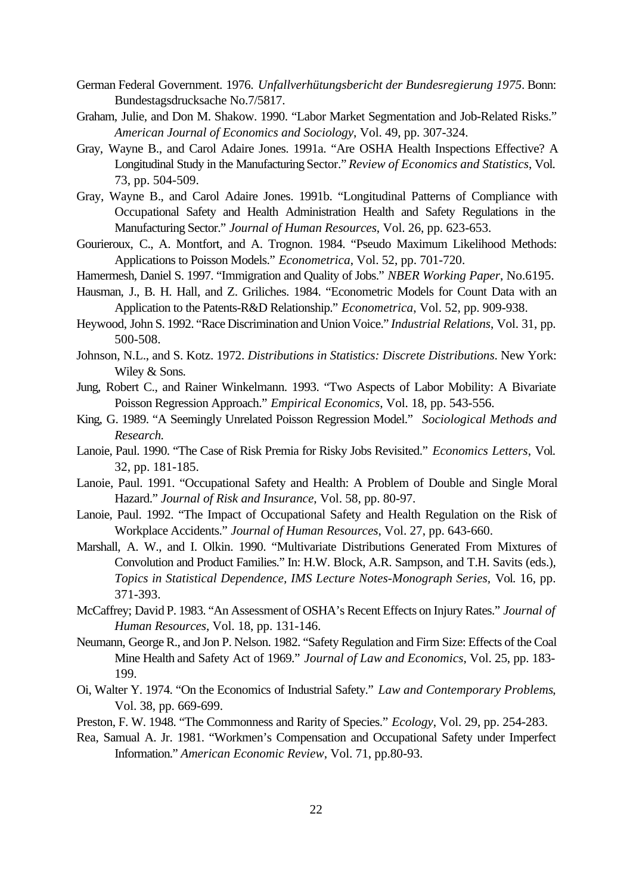German Federal Government. 1976. *Unfallverhütungsbericht der Bundesregierung 1975*. Bonn: Bundestagsdrucksache No.7/5817.

Graham, Julie, and Don M. Shakow. 1990. "Labor Market Segmentation and Job-Related Risks." *American Journal of Economics and Sociology*, Vol. 49, pp. 307-324.

Gray, Wayne B., and Carol Adaire Jones. 1991a. "Are OSHA Health Inspections Effective? A Longitudinal Study in the Manufacturing Sector." *Review of Economics and Statistics*, Vol. 73, pp. 504-509.

Gray, Wayne B., and Carol Adaire Jones. 1991b. "Longitudinal Patterns of Compliance with Occupational Safety and Health Administration Health and Safety Regulations in the Manufacturing Sector." *Journal of Human Resources*, Vol. 26, pp. 623-653.

Gourieroux, C., A. Montfort, and A. Trognon. 1984. "Pseudo Maximum Likelihood Methods: Applications to Poisson Models." *Econometrica*, Vol. 52, pp. 701-720.

Hamermesh, Daniel S. 1997. "Immigration and Quality of Jobs." *NBER Working Paper*, No.6195.

Hausman, J., B. H. Hall, and Z. Griliches. 1984. "Econometric Models for Count Data with an Application to the Patents-R&D Relationship." *Econometrica*, Vol. 52, pp. 909-938.

Heywood, John S. 1992. "Race Discrimination and Union Voice." *Industrial Relations*, Vol. 31, pp. 500-508.

Johnson, N.L., and S. Kotz. 1972. *Distributions in Statistics: Discrete Distributions*. New York: Wiley & Sons.

Jung, Robert C., and Rainer Winkelmann. 1993. "Two Aspects of Labor Mobility: A Bivariate Poisson Regression Approach." *Empirical Economics*, Vol. 18, pp. 543-556.

King, G. 1989. "A Seemingly Unrelated Poisson Regression Model." *Sociological Methods and Research*.

Lanoie, Paul. 1990. "The Case of Risk Premia for Risky Jobs Revisited." *Economics Letters*, Vol. 32, pp. 181-185.

Lanoie, Paul. 1991. "Occupational Safety and Health: A Problem of Double and Single Moral Hazard." *Journal of Risk and Insurance*, Vol. 58, pp. 80-97.

Lanoie, Paul. 1992. "The Impact of Occupational Safety and Health Regulation on the Risk of Workplace Accidents." *Journal of Human Resources*, Vol. 27, pp. 643-660.

Marshall, A. W., and I. Olkin. 1990. "Multivariate Distributions Generated From Mixtures of Convolution and Product Families." In: H.W. Block, A.R. Sampson, and T.H. Savits (eds.), *Topics in Statistical Dependence, IMS Lecture Notes-Monograph Series*, Vol. 16, pp. 371-393.

McCaffrey; David P. 1983. "An Assessment of OSHA's Recent Effects on Injury Rates." *Journal of Human Resources*, Vol. 18, pp. 131-146.

Neumann, George R., and Jon P. Nelson. 1982. "Safety Regulation and Firm Size: Effects of the Coal Mine Health and Safety Act of 1969." *Journal of Law and Economics*, Vol. 25, pp. 183-199.

Oi, Walter Y. 1974. "On the Economics of Industrial Safety." *Law and Contemporary Problems*, Vol. 38, pp. 669-699.

Preston, F. W. 1948. "The Commonness and Rarity of Species." *Ecology*, Vol. 29, pp. 254-283.

Rea, Samual A. Jr. 1981. "Workmen's Compensation and Occupational Safety under Imperfect Information." *American Economic Review*, Vol. 71, pp.80-93.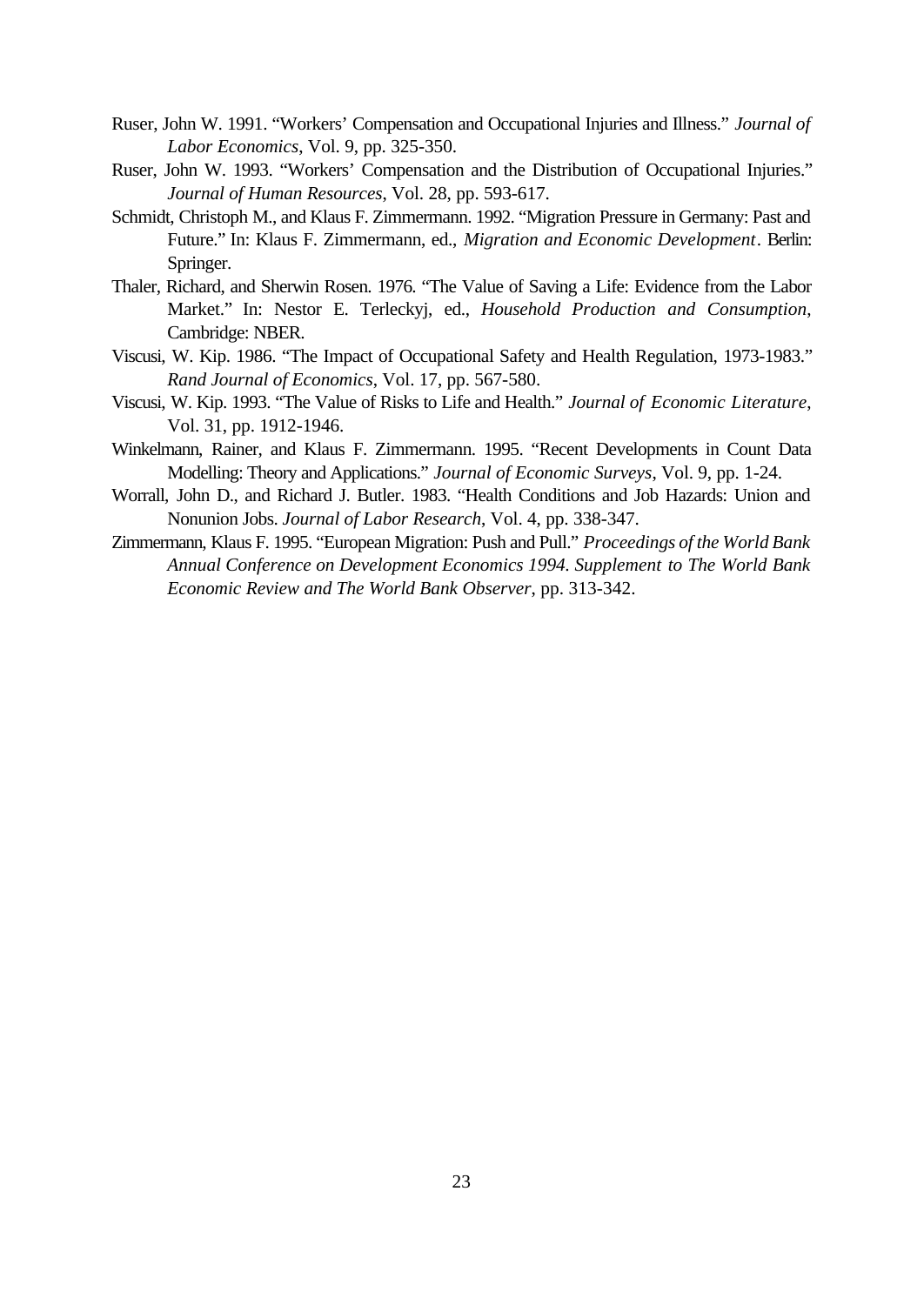Ruser, John W. 1991. "Workers' Compensation and Occupational Injuries and Illness." *Journal of Labor Economics*, Vol. 9, pp. 325-350.

Ruser, John W. 1993. "Workers' Compensation and the Distribution of Occupational Injuries." *Journal of Human Resources*, Vol. 28, pp. 593-617.

Schmidt, Christoph M., and Klaus F. Zimmermann. 1992. "Migration Pressure in Germany: Past and Future." In: Klaus F. Zimmermann, ed., *Migration and Economic Development*. Berlin: Springer.

Thaler, Richard, and Sherwin Rosen. 1976. "The Value of Saving a Life: Evidence from the Labor Market." In: Nestor E. Terleckyj, ed., *Household Production and Consumption*, Cambridge: NBER.

Viscusi, W. Kip. 1986. "The Impact of Occupational Safety and Health Regulation, 1973-1983." *Rand Journal of Economics*, Vol. 17, pp. 567-580.

Viscusi, W. Kip. 1993. "The Value of Risks to Life and Health." *Journal of Economic Literature*, Vol. 31, pp. 1912-1946.

Winkelmann, Rainer, and Klaus F. Zimmermann. 1995. "Recent Developments in Count Data Modelling: Theory and Applications." *Journal of Economic Surveys*, Vol. 9, pp. 1-24.

Worrall, John D., and Richard J. Butler. 1983. "Health Conditions and Job Hazards: Union and Nonunion Jobs. *Journal of Labor Research*, Vol. 4, pp. 338-347.

Zimmermann, Klaus F. 1995. "European Migration: Push and Pull." *Proceedings of the World Bank Annual Conference on Development Economics 1994. Supplement to The World Bank Economic Review and The World Bank Observer*, pp. 313-342.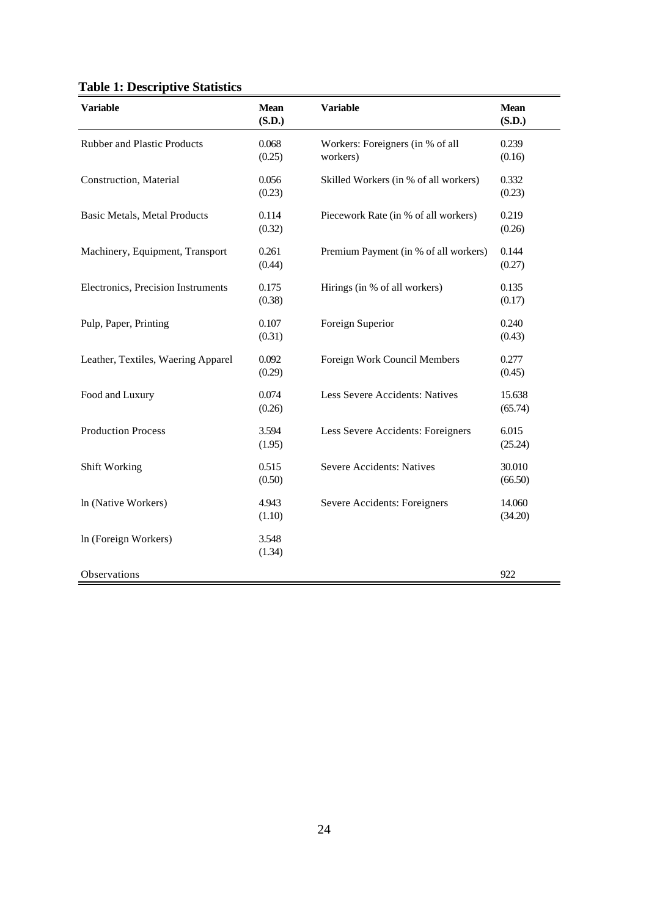**Table 1: Descriptive Statistics**

| Variable | Mean (S.D.) | Variable | Mean (S.D.) |
|---|---|---|---|
| Rubber and Plastic Products | 0.068 (0.25) | Workers: Foreigners (in % of all workers) | 0.239 (0.16) |
| Construction, Material | 0.056 (0.23) | Skilled Workers (in % of all workers) | 0.332 (0.23) |
| Basic Metals, Metal Products | 0.114 (0.32) | Piecework Rate (in % of all workers) | 0.219 (0.26) |
| Machinery, Equipment, Transport | 0.261 (0.44) | Premium Payment (in % of all workers) | 0.144 (0.27) |
| Electronics, Precision Instruments | 0.175 (0.38) | Hirings (in % of all workers) | 0.135 (0.17) |
| Pulp, Paper, Printing | 0.107 (0.31) | Foreign Superior | 0.240 (0.43) |
| Leather, Textiles, Waering Apparel | 0.092 (0.29) | Foreign Work Council Members | 0.277 (0.45) |
| Food and Luxury | 0.074 (0.26) | Less Severe Accidents: Natives | 15.638 (65.74) |
| Production Process | 3.594 (1.95) | Less Severe Accidents: Foreigners | 6.015 (25.24) |
| Shift Working | 0.515 (0.50) | Severe Accidents: Natives | 30.010 (66.50) |
| ln (Native Workers) | 4.943 (1.10) | Severe Accidents: Foreigners | 14.060 (34.20) |
| ln (Foreign Workers) | 3.548 (1.34) | | |
| Observations | | | 922 |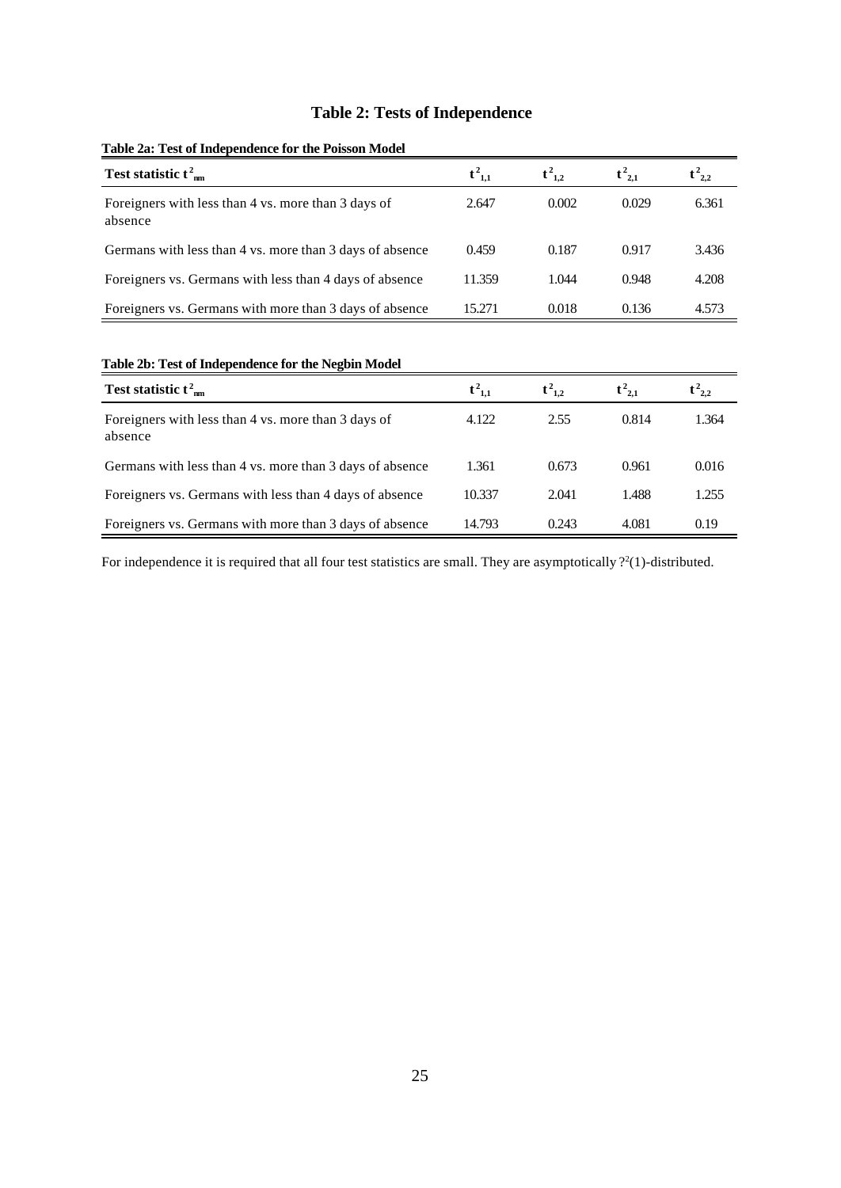# Table 2: Tests of Independence

**Table 2a: Test of Independence for the Poisson Model**

| Test statistic $t^2_{nm}$ | $t^2_{1,1}$ | $t^2_{1,2}$ | $t^2_{2,1}$ | $t^2_{2,2}$ |
|---|---|---|---|---|
| Foreigners with less than 4 vs. more than 3 days of absence | 2.647 | 0.002 | 0.029 | 6.361 |
| Germans with less than 4 vs. more than 3 days of absence | 0.459 | 0.187 | 0.917 | 3.436 |
| Foreigners vs. Germans with less than 4 days of absence | 11.359 | 1.044 | 0.948 | 4.208 |
| Foreigners vs. Germans with more than 3 days of absence | 15.271 | 0.018 | 0.136 | 4.573 |

**Table 2b: Test of Independence for the Negbin Model**

| Test statistic $t^2_{nm}$ | $t^2_{1,1}$ | $t^2_{1,2}$ | $t^2_{2,1}$ | $t^2_{2,2}$ |
|---|---|---|---|---|
| Foreigners with less than 4 vs. more than 3 days of absence | 4.122 | 2.55 | 0.814 | 1.364 |
| Germans with less than 4 vs. more than 3 days of absence | 1.361 | 0.673 | 0.961 | 0.016 |
| Foreigners vs. Germans with less than 4 days of absence | 10.337 | 2.041 | 1.488 | 1.255 |
| Foreigners vs. Germans with more than 3 days of absence | 14.793 | 0.243 | 4.081 | 0.19 |

For independence it is required that all four test statistics are small. They are asymptotically $?^2(1)$-distributed.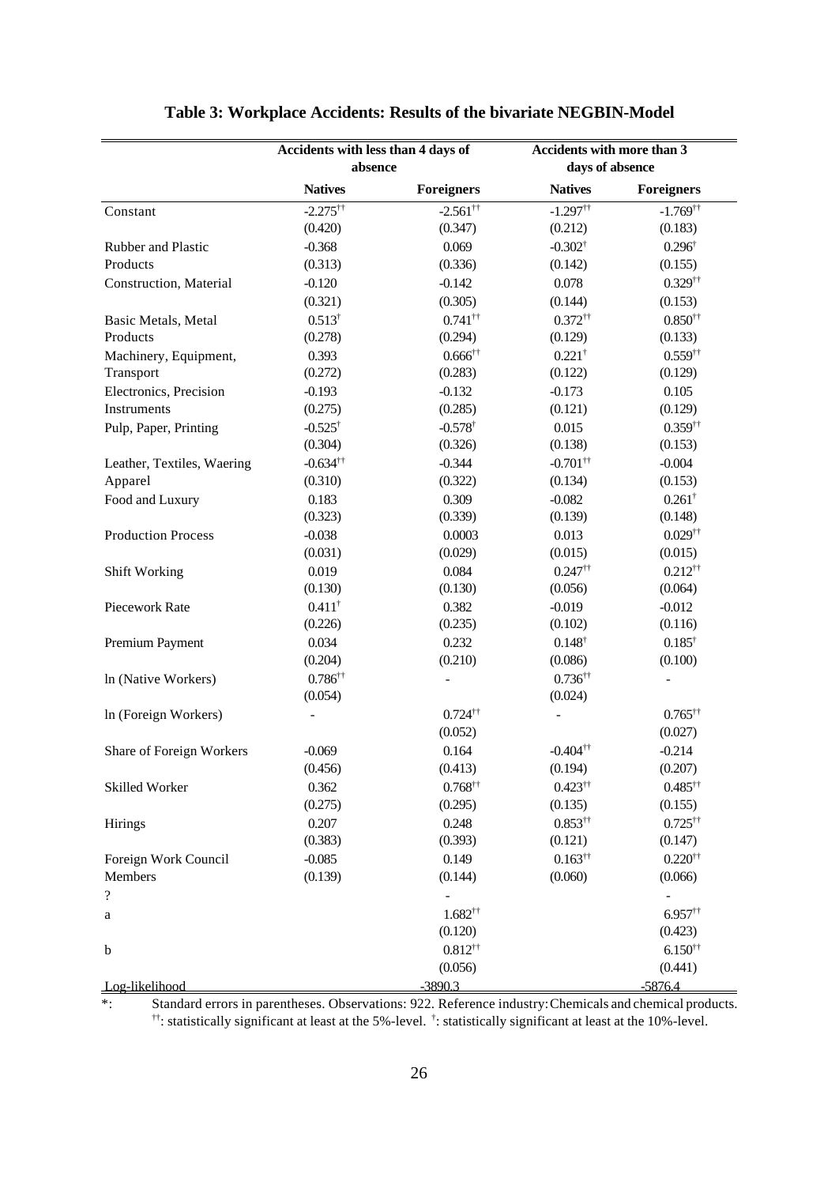## Table 3: Workplace Accidents: Results of the bivariate NEGBIN-Model

| | Accidents with less than 4 days of absence | | Accidents with more than 3 days of absence | |
|---|---|---|---|---|
| | **Natives** | **Foreigners** | **Natives** | **Foreigners** |
| Constant | -2.275†† | -2.561†† | -1.297†† | -1.769†† |
| | (0.420) | (0.347) | (0.212) | (0.183) |
| Rubber and Plastic Products | -0.368 | 0.069 | -0.302† | 0.296† |
| | (0.313) | (0.336) | (0.142) | (0.155) |
| Construction, Material | -0.120 | -0.142 | 0.078 | 0.329†† |
| | (0.321) | (0.305) | (0.144) | (0.153) |
| Basic Metals, Metal Products | 0.513† | 0.741†† | 0.372†† | 0.850†† |
| | (0.278) | (0.294) | (0.129) | (0.133) |
| Machinery, Equipment, Transport | 0.393 | 0.666†† | 0.221† | 0.559†† |
| | (0.272) | (0.283) | (0.122) | (0.129) |
| Electronics, Precision Instruments | -0.193 | -0.132 | -0.173 | 0.105 |
| | (0.275) | (0.285) | (0.121) | (0.129) |
| Pulp, Paper, Printing | -0.525† | -0.578† | 0.015 | 0.359†† |
| | (0.304) | (0.326) | (0.138) | (0.153) |
| Leather, Textiles, Waering Apparel | -0.634†† | -0.344 | -0.701†† | -0.004 |
| | (0.310) | (0.322) | (0.134) | (0.153) |
| Food and Luxury | 0.183 | 0.309 | -0.082 | 0.261† |
| | (0.323) | (0.339) | (0.139) | (0.148) |
| Production Process | -0.038 | 0.0003 | 0.013 | 0.029†† |
| | (0.031) | (0.029) | (0.015) | (0.015) |
| Shift Working | 0.019 | 0.084 | 0.247†† | 0.212†† |
| | (0.130) | (0.130) | (0.056) | (0.064) |
| Piecework Rate | 0.411† | 0.382 | -0.019 | -0.012 |
| | (0.226) | (0.235) | (0.102) | (0.116) |
| Premium Payment | 0.034 | 0.232 | 0.148† | 0.185† |
| | (0.204) | (0.210) | (0.086) | (0.100) |
| ln (Native Workers) | 0.786†† | - | 0.736†† | - |
| | (0.054) | | (0.024) | |
| ln (Foreign Workers) | - | 0.724†† | - | 0.765†† |
| | | (0.052) | | (0.027) |
| Share of Foreign Workers | -0.069 | 0.164 | -0.404†† | -0.214 |
| | (0.456) | (0.413) | (0.194) | (0.207) |
| Skilled Worker | 0.362 | 0.768†† | 0.423†† | 0.485†† |
| | (0.275) | (0.295) | (0.135) | (0.155) |
| Hirings | 0.207 | 0.248 | 0.853†† | 0.725†† |
| | (0.383) | (0.393) | (0.121) | (0.147) |
| Foreign Work Council Members | -0.085 | 0.149 | 0.163†† | 0.220†† |
| | (0.139) | (0.144) | (0.060) | (0.066) |
| ? | | - | | - |
| a | | 1.682†† | | 6.957†† |
| | | (0.120) | | (0.423) |
| b | | 0.812†† | | 6.150†† |
| | | (0.056) | | (0.441) |
| Log-likelihood | | -3890.3 | | -5876.4 |

*: Standard errors in parentheses. Observations: 922. Reference industry: Chemicals and chemical products.
††: statistically significant at least at the 5%-level. †: statistically significant at least at the 10%-level.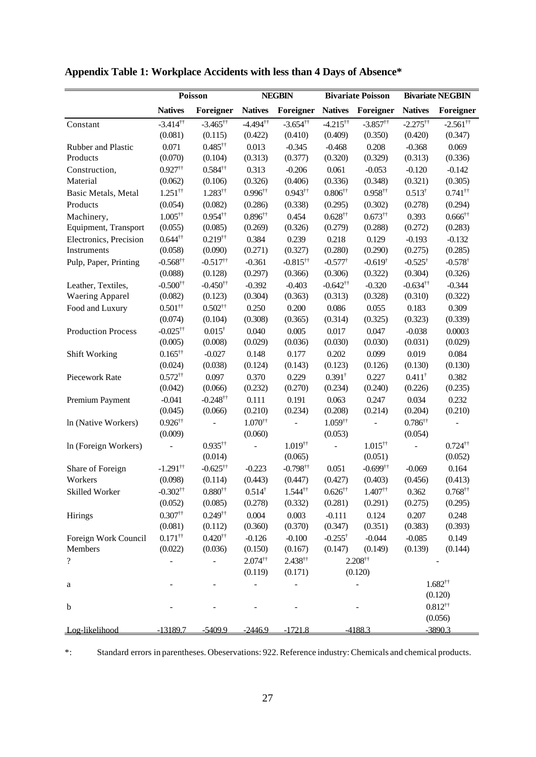## Appendix Table 1: Workplace Accidents with less than 4 Days of Absence*

| | Poisson | | NEGBIN | | Bivariate Poisson | | Bivariate NEGBIN | |
|---|---|---|---|---|---|---|---|---|
| | **Natives** | **Foreigner** | **Natives** | **Foreigner** | **Natives** | **Foreigner** | **Natives** | **Foreigner** |
| Constant | -3.414[††] | -3.465[††] | -4.494[††] | -3.654[††] | -4.215[††] | -3.857[††] | -2.275[††] | -2.561[††] |
| | (0.081) | (0.115) | (0.422) | (0.410) | (0.409) | (0.350) | (0.420) | (0.347) |
| Rubber and Plastic Products | 0.071 | 0.485[††] | 0.013 | -0.345 | -0.468 | 0.208 | -0.368 | 0.069 |
| | (0.070) | (0.104) | (0.313) | (0.377) | (0.320) | (0.329) | (0.313) | (0.336) |
| Construction, Material | 0.927[††] | 0.584[††] | 0.313 | -0.206 | 0.061 | -0.053 | -0.120 | -0.142 |
| | (0.062) | (0.106) | (0.326) | (0.406) | (0.336) | (0.348) | (0.321) | (0.305) |
| Basic Metals, Metal Products | 1.251[††] | 1.283[††] | 0.996[††] | 0.943[††] | 0.806[††] | 0.958[††] | 0.513[†] | 0.741[††] |
| | (0.054) | (0.082) | (0.286) | (0.338) | (0.295) | (0.302) | (0.278) | (0.294) |
| Machinery, Equipment, Transport | 1.005[††] | 0.954[††] | 0.896[††] | 0.454 | 0.628[††] | 0.673[††] | 0.393 | 0.666[††] |
| | (0.055) | (0.085) | (0.269) | (0.326) | (0.279) | (0.288) | (0.272) | (0.283) |
| Electronics, Precision Instruments | 0.644[††] | 0.219[††] | 0.384 | 0.239 | 0.218 | 0.129 | -0.193 | -0.132 |
| | (0.058) | (0.090) | (0.271) | (0.327) | (0.280) | (0.290) | (0.275) | (0.285) |
| Pulp, Paper, Printing | -0.568[††] | -0.517[††] | -0.361 | -0.815[††] | -0.577[†] | -0.619[†] | -0.525[†] | -0.578[†] |
| | (0.088) | (0.128) | (0.297) | (0.366) | (0.306) | (0.322) | (0.304) | (0.326) |
| Leather, Textiles, Waering Apparel | -0.500[††] | -0.450[††] | -0.392 | -0.403 | -0.642[††] | -0.320 | -0.634[††] | -0.344 |
| | (0.082) | (0.123) | (0.304) | (0.363) | (0.313) | (0.328) | (0.310) | (0.322) |
| Food and Luxury | 0.501[††] | 0.502[††] | 0.250 | 0.200 | 0.086 | 0.055 | 0.183 | 0.309 |
| | (0.074) | (0.104) | (0.308) | (0.365) | (0.314) | (0.325) | (0.323) | (0.339) |
| Production Process | -0.025[††] | 0.015[†] | 0.040 | 0.005 | 0.017 | 0.047 | -0.038 | 0.0003 |
| | (0.005) | (0.008) | (0.029) | (0.036) | (0.030) | (0.030) | (0.031) | (0.029) |
| Shift Working | 0.165[††] | -0.027 | 0.148 | 0.177 | 0.202 | 0.099 | 0.019 | 0.084 |
| | (0.024) | (0.038) | (0.124) | (0.143) | (0.123) | (0.126) | (0.130) | (0.130) |
| Piecework Rate | 0.572[††] | 0.097 | 0.370 | 0.229 | 0.391[†] | 0.227 | 0.411[†] | 0.382 |
| | (0.042) | (0.066) | (0.232) | (0.270) | (0.234) | (0.240) | (0.226) | (0.235) |
| Premium Payment | -0.041 | -0.248[††] | 0.111 | 0.191 | 0.063 | 0.247 | 0.034 | 0.232 |
| | (0.045) | (0.066) | (0.210) | (0.234) | (0.208) | (0.214) | (0.204) | (0.210) |
| ln (Native Workers) | 0.926[††] | - | 1.070[††] | - | 1.059[††] | - | 0.786[††] | - |
| | (0.009) | | (0.060) | | (0.053) | | (0.054) | |
| ln (Foreign Workers) | - | 0.935[††] | - | 1.019[††] | - | 1.015[††] | - | 0.724[††] |
| | | (0.014) | | (0.065) | | (0.051) | | (0.052) |
| Share of Foreign Workers | -1.291[††] | -0.625[††] | -0.223 | -0.798[††] | 0.051 | -0.699[††] | -0.069 | 0.164 |
| | (0.098) | (0.114) | (0.443) | (0.447) | (0.427) | (0.403) | (0.456) | (0.413) |
| Skilled Worker | -0.302[††] | 0.880[††] | 0.514[†] | 1.544[††] | 0.626[††] | 1.407[††] | 0.362 | 0.768[††] |
| | (0.052) | (0.085) | (0.278) | (0.332) | (0.281) | (0.291) | (0.275) | (0.295) |
| Hirings | 0.307[††] | 0.249[††] | 0.004 | 0.003 | -0.111 | 0.124 | 0.207 | 0.248 |
| | (0.081) | (0.112) | (0.360) | (0.370) | (0.347) | (0.351) | (0.383) | (0.393) |
| Foreign Work Council Members | 0.171[††] | 0.420[††] | -0.126 | -0.100 | -0.255[†] | -0.044 | -0.085 | 0.149 |
| | (0.022) | (0.036) | (0.150) | (0.167) | (0.147) | (0.149) | (0.139) | (0.144) |
| ? | - | - | 2.074[††] | 2.438[††] | 2.208[††] | | - | |
| | | | (0.119) | (0.171) | (0.120) | | | |
| a | - | - | - | - | - | | 1.682[††] | |
| | | | | | | | (0.120) | |
| b | - | - | - | - | - | | 0.812[††] | |
| | | | | | | | (0.056) | |
| Log-likelihood | -13189.7 | -5409.9 | -2446.9 | -1721.8 | -4188.3 | | -3890.3 | |

*: Standard errors in parentheses. Obeservations: 922. Reference industry: Chemicals and chemical products.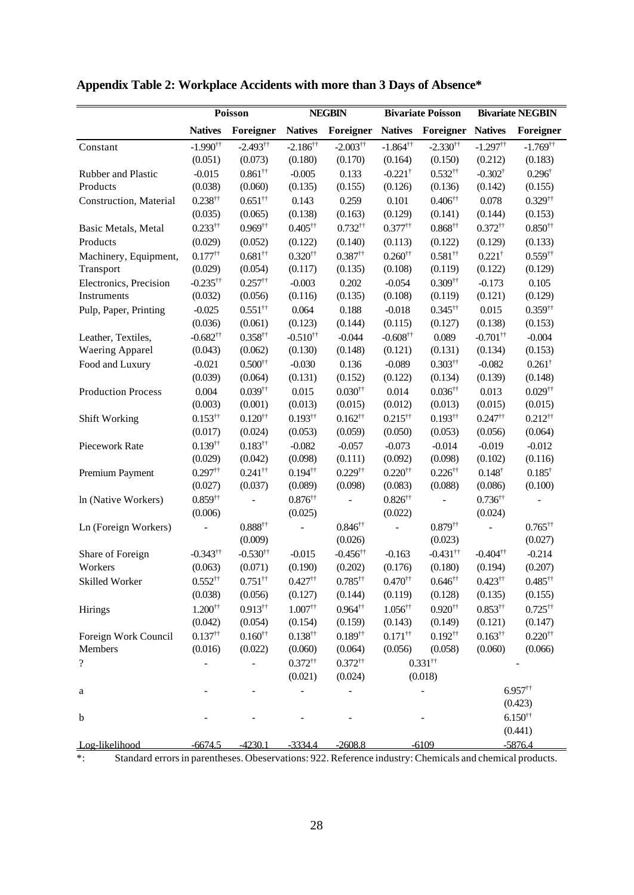## Appendix Table 2: Workplace Accidents with more than 3 Days of Absence*

| | Poisson | | NEGBIN | | Bivariate Poisson | | Bivariate NEGBIN | |
|---|---|---|---|---|---|---|---|---|
| | **Natives** | **Foreigner** | **Natives** | **Foreigner** | **Natives** | **Foreigner** | **Natives** | **Foreigner** |
| Constant | -1.990[††] | -2.493[††] | -2.186[††] | -2.003[††] | -1.864[††] | -2.330[††] | -1.297[††] | -1.769[††] |
| | (0.051) | (0.073) | (0.180) | (0.170) | (0.164) | (0.150) | (0.212) | (0.183) |
| Rubber and Plastic Products | -0.015 | 0.861[††] | -0.005 | 0.133 | -0.221[†] | 0.532[††] | -0.302[†] | 0.296[†] |
| | (0.038) | (0.060) | (0.135) | (0.155) | (0.126) | (0.136) | (0.142) | (0.155) |
| Construction, Material | 0.238[††] | 0.651[††] | 0.143 | 0.259 | 0.101 | 0.406[††] | 0.078 | 0.329[††] |
| | (0.035) | (0.065) | (0.138) | (0.163) | (0.129) | (0.141) | (0.144) | (0.153) |
| Basic Metals, Metal Products | 0.233[††] | 0.969[††] | 0.405[††] | 0.732[††] | 0.377[††] | 0.868[††] | 0.372[††] | 0.850[††] |
| | (0.029) | (0.052) | (0.122) | (0.140) | (0.113) | (0.122) | (0.129) | (0.133) |
| Machinery, Equipment, Transport | 0.177[††] | 0.681[††] | 0.320[††] | 0.387[††] | 0.260[††] | 0.581[††] | 0.221[†] | 0.559[††] |
| | (0.029) | (0.054) | (0.117) | (0.135) | (0.108) | (0.119) | (0.122) | (0.129) |
| Electronics, Precision Instruments | -0.235[††] | 0.257[††] | -0.003 | 0.202 | -0.054 | 0.309[††] | -0.173 | 0.105 |
| | (0.032) | (0.056) | (0.116) | (0.135) | (0.108) | (0.119) | (0.121) | (0.129) |
| Pulp, Paper, Printing | -0.025 | 0.551[††] | 0.064 | 0.188 | -0.018 | 0.345[††] | 0.015 | 0.359[††] |
| | (0.036) | (0.061) | (0.123) | (0.144) | (0.115) | (0.127) | (0.138) | (0.153) |
| Leather, Textiles, Waering Apparel | -0.682[††] | 0.358[††] | -0.510[††] | -0.044 | -0.608[††] | 0.089 | -0.701[††] | -0.004 |
| | (0.043) | (0.062) | (0.130) | (0.148) | (0.121) | (0.131) | (0.134) | (0.153) |
| Food and Luxury | -0.021 | 0.500[††] | -0.030 | 0.136 | -0.089 | 0.303[††] | -0.082 | 0.261[†] |
| | (0.039) | (0.064) | (0.131) | (0.152) | (0.122) | (0.134) | (0.139) | (0.148) |
| Production Process | 0.004 | 0.039[††] | 0.015 | 0.030[††] | 0.014 | 0.036[††] | 0.013 | 0.029[††] |
| | (0.003) | (0.001) | (0.013) | (0.015) | (0.012) | (0.013) | (0.015) | (0.015) |
| Shift Working | 0.153[††] | 0.120[††] | 0.193[††] | 0.162[††] | 0.215[††] | 0.193[††] | 0.247[††] | 0.212[††] |
| | (0.017) | (0.024) | (0.053) | (0.059) | (0.050) | (0.053) | (0.056) | (0.064) |
| Piecework Rate | 0.139[††] | 0.183[††] | -0.082 | -0.057 | -0.073 | -0.014 | -0.019 | -0.012 |
| | (0.029) | (0.042) | (0.098) | (0.111) | (0.092) | (0.098) | (0.102) | (0.116) |
| Premium Payment | 0.297[††] | 0.241[††] | 0.194[††] | 0.229[††] | 0.220[††] | 0.226[††] | 0.148[†] | 0.185[†] |
| | (0.027) | (0.037) | (0.089) | (0.098) | (0.083) | (0.088) | (0.086) | (0.100) |
| ln (Native Workers) | 0.859[††] | - | 0.876[††] | - | 0.826[††] | - | 0.736[††] | - |
| | (0.006) | | (0.025) | | (0.022) | | (0.024) | |
| Ln (Foreign Workers) | - | 0.888[††] | - | 0.846[††] | - | 0.879[††] | - | 0.765[††] |
| | | (0.009) | | (0.026) | | (0.023) | | (0.027) |
| Share of Foreign Workers | -0.343[††] | -0.530[††] | -0.015 | -0.456[††] | -0.163 | -0.431[††] | -0.404[††] | -0.214 |
| | (0.063) | (0.071) | (0.190) | (0.202) | (0.176) | (0.180) | (0.194) | (0.207) |
| Skilled Worker | 0.552[††] | 0.751[††] | 0.427[††] | 0.785[††] | 0.470[††] | 0.646[††] | 0.423[††] | 0.485[††] |
| | (0.038) | (0.056) | (0.127) | (0.144) | (0.119) | (0.128) | (0.135) | (0.155) |
| Hirings | 1.200[††] | 0.913[††] | 1.007[††] | 0.964[††] | 1.056[††] | 0.920[††] | 0.853[††] | 0.725[††] |
| | (0.042) | (0.054) | (0.154) | (0.159) | (0.143) | (0.149) | (0.121) | (0.147) |
| Foreign Work Council Members | 0.137[††] | 0.160[††] | 0.138[††] | 0.189[††] | 0.171[††] | 0.192[††] | 0.163[††] | 0.220[††] |
| | (0.016) | (0.022) | (0.060) | (0.064) | (0.056) | (0.058) | (0.060) | (0.066) |
| ? | - | - | 0.372[††] | 0.372[††] | 0.331[††] | | - | |
| | | | (0.021) | (0.024) | (0.018) | | | |
| a | - | - | - | - | - | | 6.957[††] | |
| | | | | | | | (0.423) | |
| b | - | - | - | - | - | | 6.150[††] | |
| | | | | | | | (0.441) | |
| Log-likelihood | -6674.5 | -4230.1 | -3334.4 | -2608.8 | -6109 | | -5876.4 | |

*: Standard errors in parentheses. Obeservations: 922. Reference industry: Chemicals and chemical products.